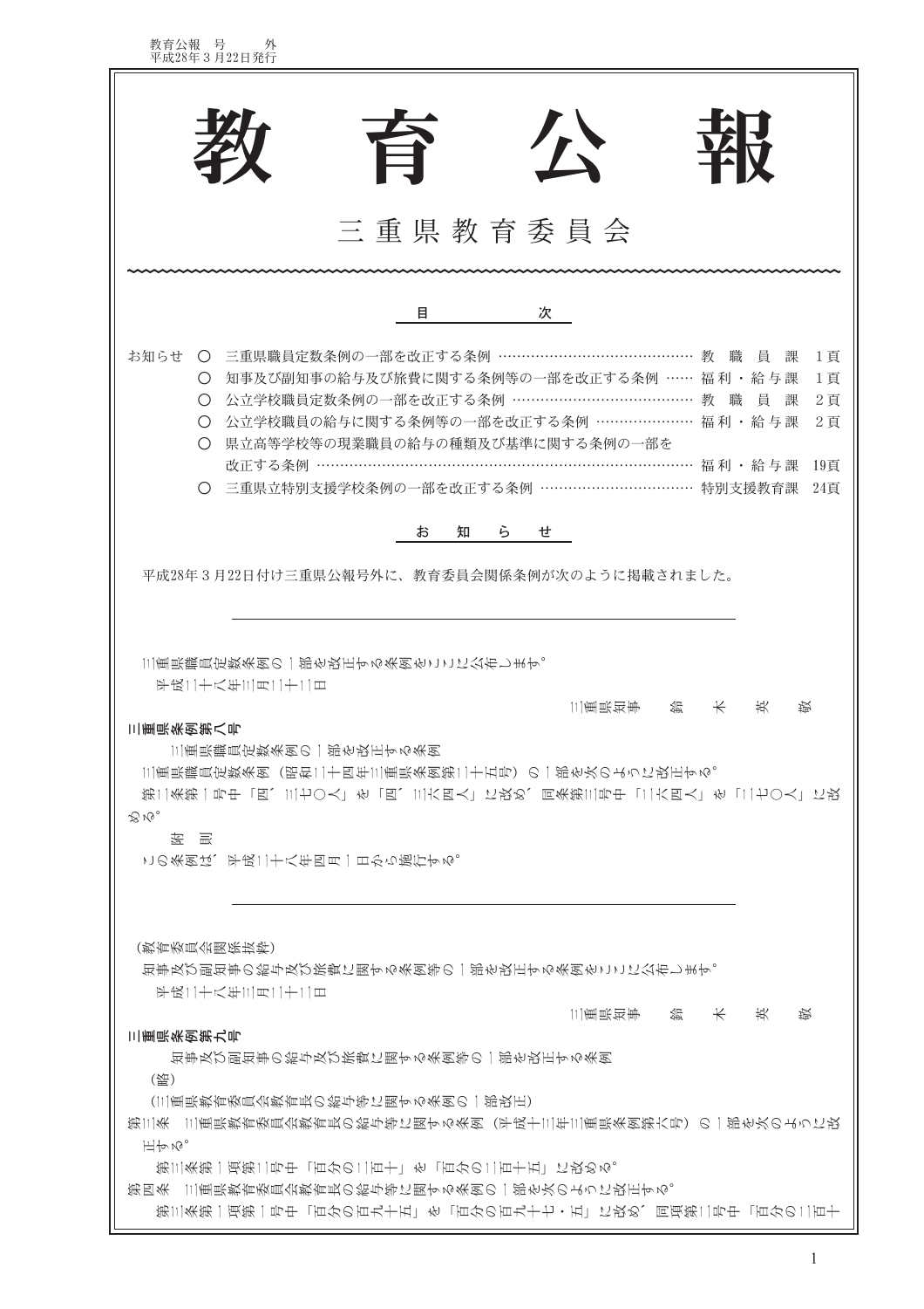# 教育公報

## 三重県教育委員会

### 目　次

お知らせ
- ○ 三重県職員定数条例の一部を改正する条例 ……………… 教職員課 1頁
- ○ 知事及び副知事の給与及び旅費に関する条例等の一部を改正する条例 …… 福利・給与課 1頁
- ○ 公立学校職員定数条例の一部を改正する条例 ……………… 教職員課 2頁
- ○ 公立学校職員の給与に関する条例等の一部を改正する条例 ……………… 福利・給与課 2頁
- ○ 県立高等学校等の現業職員の給与の種類及び基準に関する条例の一部を改正する条例 ……………… 福利・給与課 19頁
- ○ 三重県立特別支援学校条例の一部を改正する条例 ……………… 特別支援教育課 24頁

### お知らせ

平成28年３月22日付け三重県公報号外に、教育委員会関係条例が次のように掲載されました。

---

三重県職員定数条例の一部を改正する条例をここに公布します。

平成二十八年三月二十二日

三重県知事　鈴　木　英　敬

**三重県条例第八号**

三重県職員定数条例の一部を改正する条例

三重県職員定数条例（昭和二十四年三重県条例第二十五号）の一部を次のように改正する。

第二条第一号中「四、三七〇人」を「四、三六四人」に改め、同条第三号中「二六四人」を「二七〇人」に改める。

附　則

この条例は、平成二十八年四月一日から施行する。

---

（教育委員会関係抜粋）

知事及び副知事の給与及び旅費に関する条例等の一部を改正する条例をここに公布します。

平成二十八年三月二十二日

三重県知事　鈴　木　英　敬

**三重県条例第九号**

知事及び副知事の給与及び旅費に関する条例等の一部を改正する条例

（略）

（三重県教育委員会教育長の給与等に関する条例の一部改正）

第三条　三重県教育委員会教育長の給与等に関する条例（平成十三年三重県条例第六号）の一部を次のように改正する。

第三条第一項第二号中「百分の二百十」を「百分の二百十五」に改める。

第四条　三重県教育委員会教育長の給与等に関する条例の一部を次のように改正する。

第三条第一項第一号中「百分の百九十五」を「百分の百九十七・五」に改め、同項第二号中「百分の二百十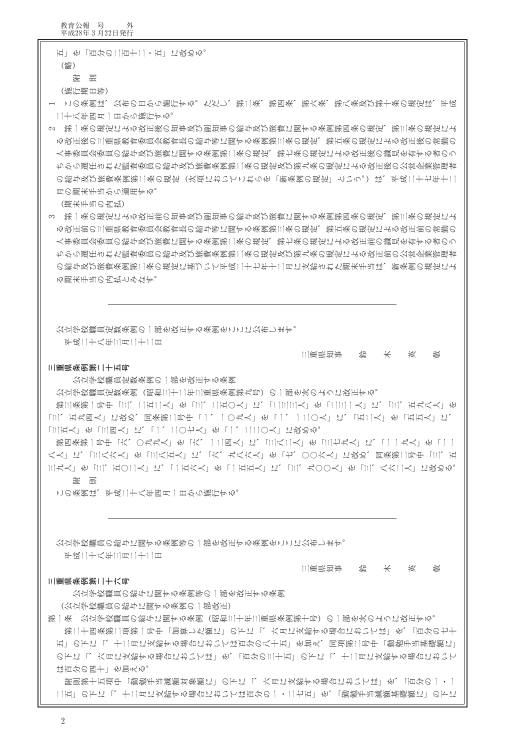五」を「百分の二百十二・五」に改める。

（略）

附　則

（施行期日等）

１　この条例は、公布の日から施行する。ただし、第二条、第四条、第六条、第八条及び第十条の規定は、平成二十八年四月一日から施行する。

２　第一条の規定による改正後の知事及び副知事の給与及び旅費に関する条例第四条の規定、第三条の規定による改正後の三重県教育委員会教育長の給与等に関する条例第三条の規定、第五条の規定による改正後の常勤の人事委員会委員の給与及び旅費に関する条例第二条の規定、第七条の規定による改正後の識見を有する者のうちから選任された監査委員の給与及び旅費条例第二条の規定及び第九条の規定による改正後の公営企業管理者の給与及び旅費条例第二条の規定（次項においてこれらを「新条例の規定」という。）は、平成二十七年十二月の期末手当から適用する。

（期末手当の内払）

３　第一条の規定による改正前の知事及び副知事の給与及び旅費に関する条例第四条の規定、第三条の規定による改正前の三重県教育委員会教育長の給与等に関する条例第三条の規定、第五条の規定による改正前の常勤の人事委員会委員の給与及び旅費に関する条例第二条の規定、第七条の規定による改正前の識見を有する者のうちから選任された監査委員の給与及び旅費条例第二条の規定及び第九条の規定による改正前の公営企業管理者の給与及び旅費条例第二条の規定に基づいて平成二十七年十二月に支給された期末手当は、新条例の規定による期末手当の内払とみなす。

---

公立学校職員定数条例の一部を改正する条例をここに公布します。

平成二十八年三月二十二日

三重県知事　鈴　木　英　敬

**三重県条例第二十五号**

公立学校職員定数条例の一部を改正する条例

公立学校職員定数条例（昭和三十二年三重県条例第九号）の一部を次のように改正する。

第三条第一号中「三、二五二人」を「三、二五〇人」に、「三三三人」を「三三一人」に、「三、五九八人」を「三、五九四人」に改め、同条第二号中「一、一〇九人」を「一、一二〇人」に、「五二人」を「五五人」に、「三五人」を「三四人」に、「一、二〇七人」を「一、二二〇人」に改める。

第四条第一号中「六、〇九九人」を「六、一二四人」に、「三六二人」を「三七九人」に、「一一九人」を「一一八人」に、「三六六人」を「三六五人」に、「六、九六六人」を「七、〇〇六人」に改め、同条第二号中「三、五三九人」を「三、五〇二人」に、「一五六人」を「一五五人」に、「三、九〇〇人」を「三、八六二人」に改める。

附　則

この条例は、平成二十八年四月一日から施行する。

---

公立学校職員の給与に関する条例等の一部を改正する条例をここに公布します。

平成二十八年三月二十二日

三重県知事　鈴　木　英　敬

**三重県条例第二十六号**

公立学校職員の給与に関する条例等の一部を改正する条例

（公立学校職員の給与に関する条例の一部改正）

第一条　公立学校職員の給与に関する条例（昭和三十年三重県条例第十号）の一部を次のように改正する。

第二十四条第二項第一号中「加算した額に」の下に「、六月に支給する場合においては」を、「百分の七十五」の下に「、十二月に支給する場合においては百分の八十五」を加え、同項第二号中「勤勉手当基礎額に」の下に「、六月に支給する場合においては」を、「百分の三十五」の下に「、十二月に支給する場合においては百分の四十」を加える。

附則第十五項中「勤勉手当減額対象額に」の下に「、六月に支給する場合においては」を、「百分の一・一二五」の下に「、十二月に支給する場合においては百分の一・二七五」を、「勤勉手当減額基礎額に」の下に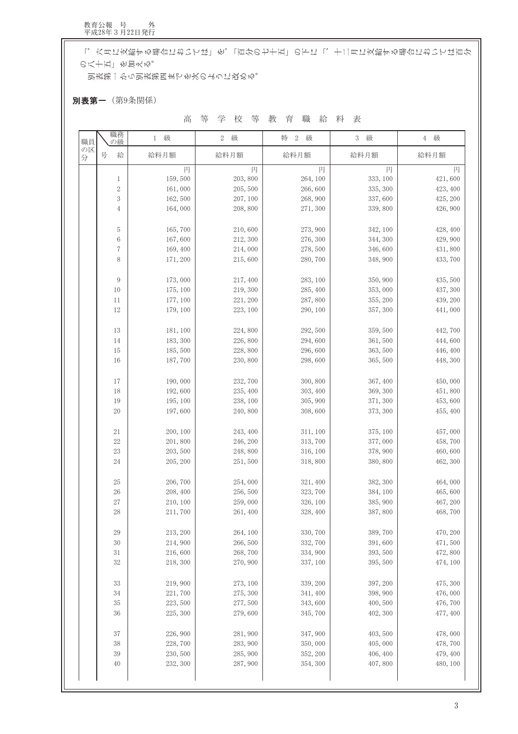「、六月に支給する場合においては」を、「百分の七十五」の下に「、十二月に支給する場合においては百分の八十五」を加える。

別表第一から別表第四までを次のように改める。

**別表第一**（第9条関係）

高 等 学 校 等 教 育 職 給 料 表

| 職員の区分 | 職務の級 | 1 級 | 2 級 | 特 2 級 | 3 級 | 4 級 |
|---|---|---|---|---|---|---|
| | 号 給 | 給料月額 | 給料月額 | 給料月額 | 給料月額 | 給料月額 |
| | | 円 | 円 | 円 | 円 | 円 |
| | 1 | 159,500 | 203,800 | 264,100 | 333,100 | 421,600 |
| | 2 | 161,000 | 205,500 | 266,600 | 335,300 | 423,400 |
| | 3 | 162,500 | 207,100 | 268,900 | 337,600 | 425,200 |
| | 4 | 164,000 | 208,800 | 271,300 | 339,800 | 426,900 |
| | 5 | 165,700 | 210,600 | 273,900 | 342,100 | 428,400 |
| | 6 | 167,600 | 212,300 | 276,300 | 344,300 | 429,900 |
| | 7 | 169,400 | 214,000 | 278,500 | 346,600 | 431,800 |
| | 8 | 171,200 | 215,600 | 280,700 | 348,900 | 433,700 |
| | 9 | 173,000 | 217,400 | 283,100 | 350,900 | 435,500 |
| | 10 | 175,100 | 219,300 | 285,400 | 353,000 | 437,300 |
| | 11 | 177,100 | 221,200 | 287,800 | 355,200 | 439,200 |
| | 12 | 179,100 | 223,100 | 290,100 | 357,300 | 441,000 |
| | 13 | 181,100 | 224,800 | 292,500 | 359,500 | 442,700 |
| | 14 | 183,300 | 226,800 | 294,600 | 361,500 | 444,600 |
| | 15 | 185,500 | 228,800 | 296,600 | 363,500 | 446,400 |
| | 16 | 187,700 | 230,800 | 298,600 | 365,500 | 448,300 |
| | 17 | 190,000 | 232,700 | 300,800 | 367,400 | 450,000 |
| | 18 | 192,600 | 235,400 | 303,400 | 369,300 | 451,800 |
| | 19 | 195,100 | 238,100 | 305,900 | 371,300 | 453,600 |
| | 20 | 197,600 | 240,800 | 308,600 | 373,300 | 455,400 |
| | 21 | 200,100 | 243,400 | 311,100 | 375,100 | 457,000 |
| | 22 | 201,800 | 246,200 | 313,700 | 377,000 | 458,700 |
| | 23 | 203,500 | 248,800 | 316,100 | 378,900 | 460,600 |
| | 24 | 205,200 | 251,500 | 318,800 | 380,800 | 462,300 |
| | 25 | 206,700 | 254,000 | 321,400 | 382,300 | 464,000 |
| | 26 | 208,400 | 256,500 | 323,700 | 384,100 | 465,600 |
| | 27 | 210,100 | 259,000 | 326,100 | 385,900 | 467,200 |
| | 28 | 211,700 | 261,400 | 328,400 | 387,800 | 468,700 |
| | 29 | 213,200 | 264,100 | 330,700 | 389,700 | 470,200 |
| | 30 | 214,900 | 266,500 | 332,700 | 391,600 | 471,500 |
| | 31 | 216,600 | 268,700 | 334,900 | 393,500 | 472,800 |
| | 32 | 218,300 | 270,900 | 337,100 | 395,500 | 474,100 |
| | 33 | 219,900 | 273,100 | 339,200 | 397,200 | 475,300 |
| | 34 | 221,700 | 275,300 | 341,400 | 398,900 | 476,000 |
| | 35 | 223,500 | 277,500 | 343,600 | 400,500 | 476,700 |
| | 36 | 225,300 | 279,600 | 345,700 | 402,300 | 477,400 |
| | 37 | 226,900 | 281,900 | 347,900 | 403,500 | 478,000 |
| | 38 | 228,700 | 283,900 | 350,000 | 405,000 | 478,700 |
| | 39 | 230,500 | 285,900 | 352,200 | 406,400 | 479,400 |
| | 40 | 232,300 | 287,900 | 354,300 | 407,800 | 480,100 |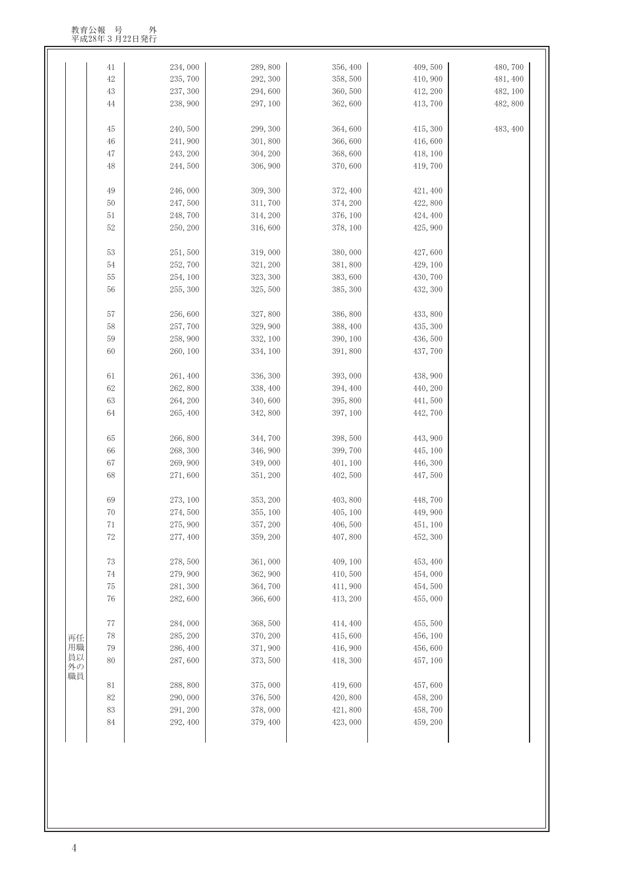| | | | | | | |
|---|---|---|---|---|---|---|
| | 41 | 234,000 | 289,800 | 356,400 | 409,500 | 480,700 |
| | 42 | 235,700 | 292,300 | 358,500 | 410,900 | 481,400 |
| | 43 | 237,300 | 294,600 | 360,500 | 412,200 | 482,100 |
| | 44 | 238,900 | 297,100 | 362,600 | 413,700 | 482,800 |
| | 45 | 240,500 | 299,300 | 364,600 | 415,300 | 483,400 |
| | 46 | 241,900 | 301,800 | 366,600 | 416,600 | |
| | 47 | 243,200 | 304,200 | 368,600 | 418,100 | |
| | 48 | 244,500 | 306,900 | 370,600 | 419,700 | |
| | 49 | 246,000 | 309,300 | 372,400 | 421,400 | |
| | 50 | 247,500 | 311,700 | 374,200 | 422,800 | |
| | 51 | 248,700 | 314,200 | 376,100 | 424,400 | |
| | 52 | 250,200 | 316,600 | 378,100 | 425,900 | |
| | 53 | 251,500 | 319,000 | 380,000 | 427,600 | |
| | 54 | 252,700 | 321,200 | 381,800 | 429,100 | |
| | 55 | 254,100 | 323,300 | 383,600 | 430,700 | |
| | 56 | 255,300 | 325,500 | 385,300 | 432,300 | |
| | 57 | 256,600 | 327,800 | 386,800 | 433,800 | |
| | 58 | 257,700 | 329,900 | 388,400 | 435,300 | |
| | 59 | 258,900 | 332,100 | 390,100 | 436,500 | |
| | 60 | 260,100 | 334,100 | 391,800 | 437,700 | |
| | 61 | 261,400 | 336,300 | 393,000 | 438,900 | |
| | 62 | 262,800 | 338,400 | 394,400 | 440,200 | |
| | 63 | 264,200 | 340,600 | 395,800 | 441,500 | |
| | 64 | 265,400 | 342,800 | 397,100 | 442,700 | |
| | 65 | 266,800 | 344,700 | 398,500 | 443,900 | |
| | 66 | 268,300 | 346,900 | 399,700 | 445,100 | |
| | 67 | 269,900 | 349,000 | 401,100 | 446,300 | |
| | 68 | 271,600 | 351,200 | 402,500 | 447,500 | |
| | 69 | 273,100 | 353,200 | 403,800 | 448,700 | |
| | 70 | 274,500 | 355,100 | 405,100 | 449,900 | |
| | 71 | 275,900 | 357,200 | 406,500 | 451,100 | |
| | 72 | 277,400 | 359,200 | 407,800 | 452,300 | |
| | 73 | 278,500 | 361,000 | 409,100 | 453,400 | |
| | 74 | 279,900 | 362,900 | 410,500 | 454,000 | |
| | 75 | 281,300 | 364,700 | 411,900 | 454,500 | |
| | 76 | 282,600 | 366,600 | 413,200 | 455,000 | |
| 再任用職員以外の職員 | 77 | 284,000 | 368,500 | 414,400 | 455,500 | |
| | 78 | 285,200 | 370,200 | 415,600 | 456,100 | |
| | 79 | 286,400 | 371,900 | 416,900 | 456,600 | |
| | 80 | 287,600 | 373,500 | 418,300 | 457,100 | |
| | 81 | 288,800 | 375,000 | 419,600 | 457,600 | |
| | 82 | 290,000 | 376,500 | 420,800 | 458,200 | |
| | 83 | 291,200 | 378,000 | 421,800 | 458,700 | |
| | 84 | 292,400 | 379,400 | 423,000 | 459,200 | |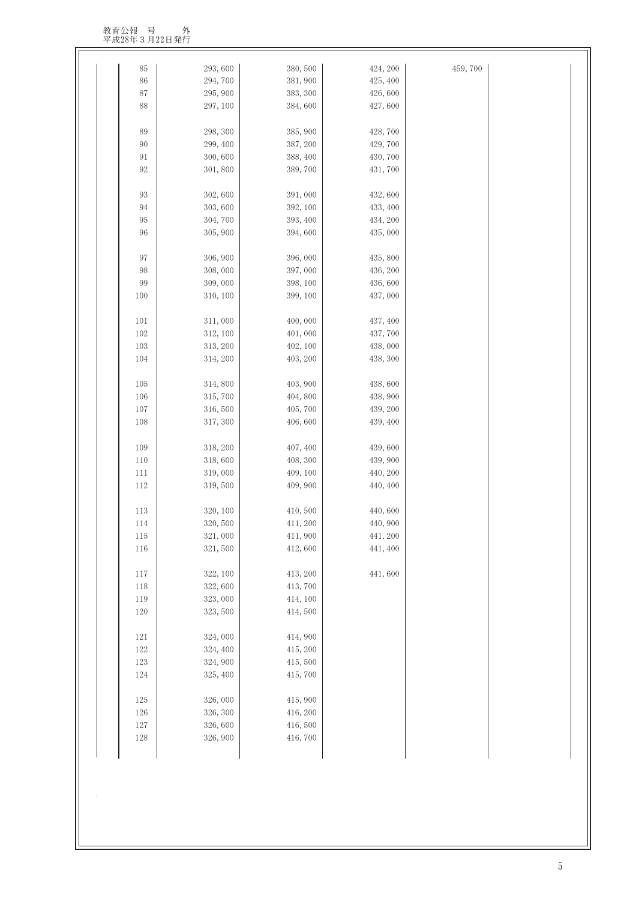| | | | | | | |
|---|---|---|---|---|---|---|
| | 85 | 293,600 | 380,500 | 424,200 | 459,700 | |
| | 86 | 294,700 | 381,900 | 425,400 | | |
| | 87 | 295,900 | 383,300 | 426,600 | | |
| | 88 | 297,100 | 384,600 | 427,600 | | |
| | 89 | 298,300 | 385,900 | 428,700 | | |
| | 90 | 299,400 | 387,200 | 429,700 | | |
| | 91 | 300,600 | 388,400 | 430,700 | | |
| | 92 | 301,800 | 389,700 | 431,700 | | |
| | 93 | 302,600 | 391,000 | 432,600 | | |
| | 94 | 303,600 | 392,100 | 433,400 | | |
| | 95 | 304,700 | 393,400 | 434,200 | | |
| | 96 | 305,900 | 394,600 | 435,000 | | |
| | 97 | 306,900 | 396,000 | 435,800 | | |
| | 98 | 308,000 | 397,000 | 436,200 | | |
| | 99 | 309,000 | 398,100 | 436,600 | | |
| | 100 | 310,100 | 399,100 | 437,000 | | |
| | 101 | 311,000 | 400,000 | 437,400 | | |
| | 102 | 312,100 | 401,000 | 437,700 | | |
| | 103 | 313,200 | 402,100 | 438,000 | | |
| | 104 | 314,200 | 403,200 | 438,300 | | |
| | 105 | 314,800 | 403,900 | 438,600 | | |
| | 106 | 315,700 | 404,800 | 438,900 | | |
| | 107 | 316,500 | 405,700 | 439,200 | | |
| | 108 | 317,300 | 406,600 | 439,400 | | |
| | 109 | 318,200 | 407,400 | 439,600 | | |
| | 110 | 318,600 | 408,300 | 439,900 | | |
| | 111 | 319,000 | 409,100 | 440,200 | | |
| | 112 | 319,500 | 409,900 | 440,400 | | |
| | 113 | 320,100 | 410,500 | 440,600 | | |
| | 114 | 320,500 | 411,200 | 440,900 | | |
| | 115 | 321,000 | 411,900 | 441,200 | | |
| | 116 | 321,500 | 412,600 | 441,400 | | |
| | 117 | 322,100 | 413,200 | 441,600 | | |
| | 118 | 322,600 | 413,700 | | | |
| | 119 | 323,000 | 414,100 | | | |
| | 120 | 323,500 | 414,500 | | | |
| | 121 | 324,000 | 414,900 | | | |
| | 122 | 324,400 | 415,200 | | | |
| | 123 | 324,900 | 415,500 | | | |
| | 124 | 325,400 | 415,700 | | | |
| | 125 | 326,000 | 415,900 | | | |
| | 126 | 326,300 | 416,200 | | | |
| | 127 | 326,600 | 416,500 | | | |
| | 128 | 326,900 | 416,700 | | | |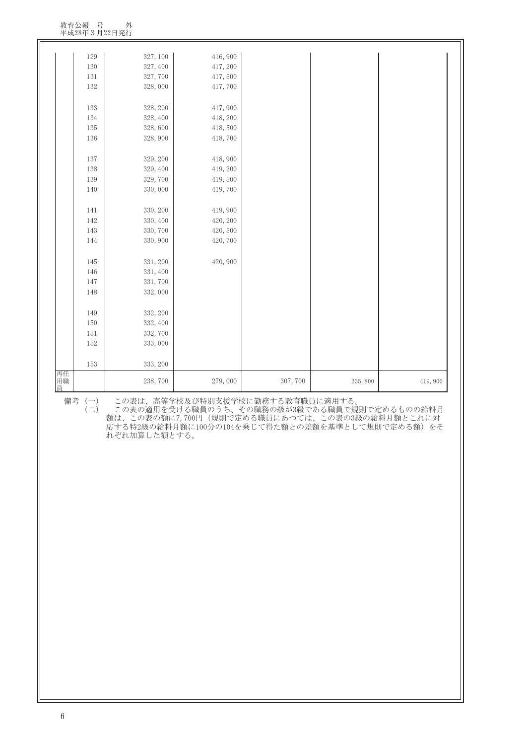| | | | | | | |
|---|---|---|---|---|---|---|
| | 129 | 327, 100 | 416, 900 | | | |
| | 130 | 327, 400 | 417, 200 | | | |
| | 131 | 327, 700 | 417, 500 | | | |
| | 132 | 328, 000 | 417, 700 | | | |
| | 133 | 328, 200 | 417, 900 | | | |
| | 134 | 328, 400 | 418, 200 | | | |
| | 135 | 328, 600 | 418, 500 | | | |
| | 136 | 328, 900 | 418, 700 | | | |
| | 137 | 329, 200 | 418, 900 | | | |
| | 138 | 329, 400 | 419, 200 | | | |
| | 139 | 329, 700 | 419, 500 | | | |
| | 140 | 330, 000 | 419, 700 | | | |
| | 141 | 330, 200 | 419, 900 | | | |
| | 142 | 330, 400 | 420, 200 | | | |
| | 143 | 330, 700 | 420, 500 | | | |
| | 144 | 330, 900 | 420, 700 | | | |
| | 145 | 331, 200 | 420, 900 | | | |
| | 146 | 331, 400 | | | | |
| | 147 | 331, 700 | | | | |
| | 148 | 332, 000 | | | | |
| | 149 | 332, 200 | | | | |
| | 150 | 332, 400 | | | | |
| | 151 | 332, 700 | | | | |
| | 152 | 333, 000 | | | | |
| | 153 | 333, 200 | | | | |
| 再任用職員 | | 238, 700 | 279, 000 | 307, 700 | 335, 800 | 419, 900 |

備考（一）　この表は、高等学校及び特別支援学校に勤務する教育職員に適用する。

（二）　この表の適用を受ける職員のうち、その職務の級が3級である職員で規則で定めるものの給料月額は、この表の額に7, 700円（規則で定める職員にあつては、この表の3級の給料月額とこれに対応する特2級の給料月額に100分の104を乗じて得た額との差額を基準として規則で定める額）をそれぞれ加算した額とする。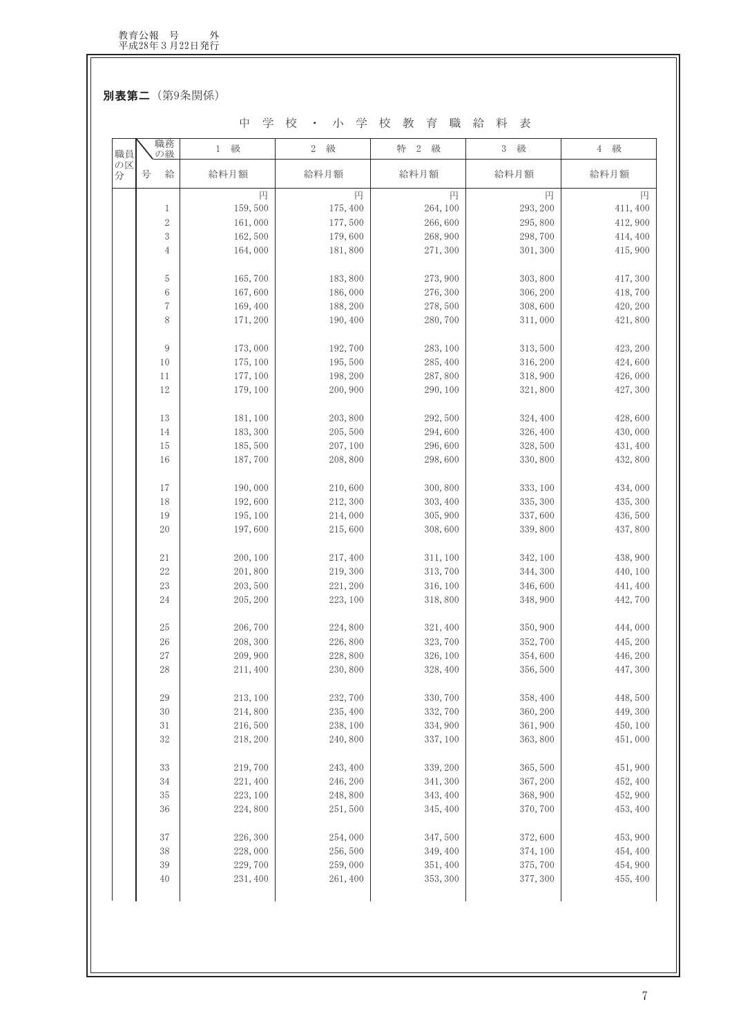**別表第二**（第9条関係）

中学校・小学校教育職給料表

| 職員の区分 | 職務の級 / 号給 | 1 級 | 2 級 | 特 2 級 | 3 級 | 4 級 |
|---|---|---|---|---|---|---|
| | | 給料月額 | 給料月額 | 給料月額 | 給料月額 | 給料月額 |
| | | 円 | 円 | 円 | 円 | 円 |
| | 1 | 159,500 | 175,400 | 264,100 | 293,200 | 411,400 |
| | 2 | 161,000 | 177,500 | 266,600 | 295,800 | 412,900 |
| | 3 | 162,500 | 179,600 | 268,900 | 298,700 | 414,400 |
| | 4 | 164,000 | 181,800 | 271,300 | 301,300 | 415,900 |
| | 5 | 165,700 | 183,800 | 273,900 | 303,800 | 417,300 |
| | 6 | 167,600 | 186,000 | 276,300 | 306,200 | 418,700 |
| | 7 | 169,400 | 188,200 | 278,500 | 308,600 | 420,200 |
| | 8 | 171,200 | 190,400 | 280,700 | 311,000 | 421,800 |
| | 9 | 173,000 | 192,700 | 283,100 | 313,500 | 423,200 |
| | 10 | 175,100 | 195,500 | 285,400 | 316,200 | 424,600 |
| | 11 | 177,100 | 198,200 | 287,800 | 318,900 | 426,000 |
| | 12 | 179,100 | 200,900 | 290,100 | 321,800 | 427,300 |
| | 13 | 181,100 | 203,800 | 292,500 | 324,400 | 428,600 |
| | 14 | 183,300 | 205,500 | 294,600 | 326,400 | 430,000 |
| | 15 | 185,500 | 207,100 | 296,600 | 328,500 | 431,400 |
| | 16 | 187,700 | 208,800 | 298,600 | 330,800 | 432,800 |
| | 17 | 190,000 | 210,600 | 300,800 | 333,100 | 434,000 |
| | 18 | 192,600 | 212,300 | 303,400 | 335,300 | 435,300 |
| | 19 | 195,100 | 214,000 | 305,900 | 337,600 | 436,500 |
| | 20 | 197,600 | 215,600 | 308,600 | 339,800 | 437,800 |
| | 21 | 200,100 | 217,400 | 311,100 | 342,100 | 438,900 |
| | 22 | 201,800 | 219,300 | 313,700 | 344,300 | 440,100 |
| | 23 | 203,500 | 221,200 | 316,100 | 346,600 | 441,400 |
| | 24 | 205,200 | 223,100 | 318,800 | 348,900 | 442,700 |
| | 25 | 206,700 | 224,800 | 321,400 | 350,900 | 444,000 |
| | 26 | 208,300 | 226,800 | 323,700 | 352,700 | 445,200 |
| | 27 | 209,900 | 228,800 | 326,100 | 354,600 | 446,200 |
| | 28 | 211,400 | 230,800 | 328,400 | 356,500 | 447,300 |
| | 29 | 213,100 | 232,700 | 330,700 | 358,400 | 448,500 |
| | 30 | 214,800 | 235,400 | 332,700 | 360,200 | 449,300 |
| | 31 | 216,500 | 238,100 | 334,900 | 361,900 | 450,100 |
| | 32 | 218,200 | 240,800 | 337,100 | 363,800 | 451,000 |
| | 33 | 219,700 | 243,400 | 339,200 | 365,500 | 451,900 |
| | 34 | 221,400 | 246,200 | 341,300 | 367,200 | 452,400 |
| | 35 | 223,100 | 248,800 | 343,400 | 368,900 | 452,900 |
| | 36 | 224,800 | 251,500 | 345,400 | 370,700 | 453,400 |
| | 37 | 226,300 | 254,000 | 347,500 | 372,600 | 453,900 |
| | 38 | 228,000 | 256,500 | 349,400 | 374,100 | 454,400 |
| | 39 | 229,700 | 259,000 | 351,400 | 375,700 | 454,900 |
| | 40 | 231,400 | 261,400 | 353,300 | 377,300 | 455,400 |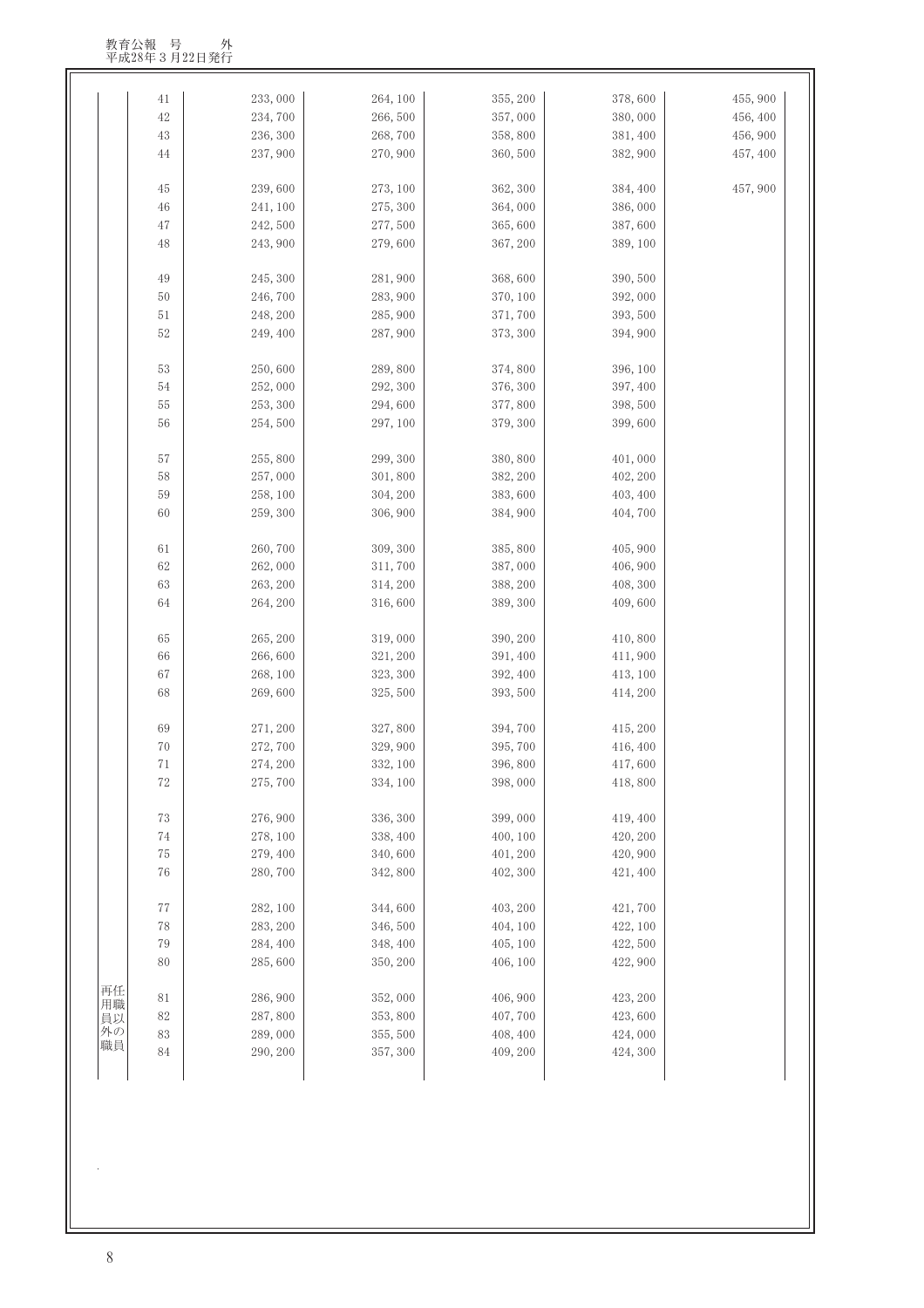| | 号給 | | | | | |
|---|---|---|---|---|---|---|
| | 41 | 233,000 | 264,100 | 355,200 | 378,600 | 455,900 |
| | 42 | 234,700 | 266,500 | 357,000 | 380,000 | 456,400 |
| | 43 | 236,300 | 268,700 | 358,800 | 381,400 | 456,900 |
| | 44 | 237,900 | 270,900 | 360,500 | 382,900 | 457,400 |
| | 45 | 239,600 | 273,100 | 362,300 | 384,400 | 457,900 |
| | 46 | 241,100 | 275,300 | 364,000 | 386,000 | |
| | 47 | 242,500 | 277,500 | 365,600 | 387,600 | |
| | 48 | 243,900 | 279,600 | 367,200 | 389,100 | |
| | 49 | 245,300 | 281,900 | 368,600 | 390,500 | |
| | 50 | 246,700 | 283,900 | 370,100 | 392,000 | |
| | 51 | 248,200 | 285,900 | 371,700 | 393,500 | |
| | 52 | 249,400 | 287,900 | 373,300 | 394,900 | |
| | 53 | 250,600 | 289,800 | 374,800 | 396,100 | |
| | 54 | 252,000 | 292,300 | 376,300 | 397,400 | |
| | 55 | 253,300 | 294,600 | 377,800 | 398,500 | |
| | 56 | 254,500 | 297,100 | 379,300 | 399,600 | |
| | 57 | 255,800 | 299,300 | 380,800 | 401,000 | |
| | 58 | 257,000 | 301,800 | 382,200 | 402,200 | |
| | 59 | 258,100 | 304,200 | 383,600 | 403,400 | |
| | 60 | 259,300 | 306,900 | 384,900 | 404,700 | |
| | 61 | 260,700 | 309,300 | 385,800 | 405,900 | |
| | 62 | 262,000 | 311,700 | 387,000 | 406,900 | |
| | 63 | 263,200 | 314,200 | 388,200 | 408,300 | |
| | 64 | 264,200 | 316,600 | 389,300 | 409,600 | |
| | 65 | 265,200 | 319,000 | 390,200 | 410,800 | |
| | 66 | 266,600 | 321,200 | 391,400 | 411,900 | |
| | 67 | 268,100 | 323,300 | 392,400 | 413,100 | |
| | 68 | 269,600 | 325,500 | 393,500 | 414,200 | |
| | 69 | 271,200 | 327,800 | 394,700 | 415,200 | |
| | 70 | 272,700 | 329,900 | 395,700 | 416,400 | |
| | 71 | 274,200 | 332,100 | 396,800 | 417,600 | |
| | 72 | 275,700 | 334,100 | 398,000 | 418,800 | |
| | 73 | 276,900 | 336,300 | 399,000 | 419,400 | |
| | 74 | 278,100 | 338,400 | 400,100 | 420,200 | |
| | 75 | 279,400 | 340,600 | 401,200 | 420,900 | |
| | 76 | 280,700 | 342,800 | 402,300 | 421,400 | |
| | 77 | 282,100 | 344,600 | 403,200 | 421,700 | |
| | 78 | 283,200 | 346,500 | 404,100 | 422,100 | |
| | 79 | 284,400 | 348,400 | 405,100 | 422,500 | |
| | 80 | 285,600 | 350,200 | 406,100 | 422,900 | |
| 再任用職員以外の職員 | 81 | 286,900 | 352,000 | 406,900 | 423,200 | |
| | 82 | 287,800 | 353,800 | 407,700 | 423,600 | |
| | 83 | 289,000 | 355,500 | 408,400 | 424,000 | |
| | 84 | 290,200 | 357,300 | 409,200 | 424,300 | |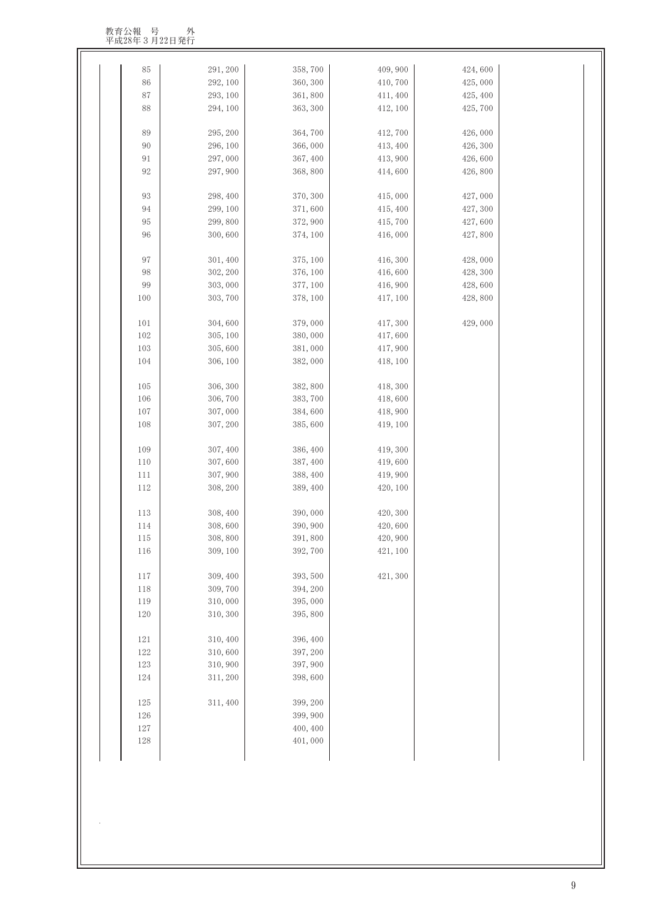| | | | | | |
|---|---|---|---|---|---|
| 85 | 291,200 | 358,700 | 409,900 | 424,600 | |
| 86 | 292,100 | 360,300 | 410,700 | 425,000 | |
| 87 | 293,100 | 361,800 | 411,400 | 425,400 | |
| 88 | 294,100 | 363,300 | 412,100 | 425,700 | |
| 89 | 295,200 | 364,700 | 412,700 | 426,000 | |
| 90 | 296,100 | 366,000 | 413,400 | 426,300 | |
| 91 | 297,000 | 367,400 | 413,900 | 426,600 | |
| 92 | 297,900 | 368,800 | 414,600 | 426,800 | |
| 93 | 298,400 | 370,300 | 415,000 | 427,000 | |
| 94 | 299,100 | 371,600 | 415,400 | 427,300 | |
| 95 | 299,800 | 372,900 | 415,700 | 427,600 | |
| 96 | 300,600 | 374,100 | 416,000 | 427,800 | |
| 97 | 301,400 | 375,100 | 416,300 | 428,000 | |
| 98 | 302,200 | 376,100 | 416,600 | 428,300 | |
| 99 | 303,000 | 377,100 | 416,900 | 428,600 | |
| 100 | 303,700 | 378,100 | 417,100 | 428,800 | |
| 101 | 304,600 | 379,000 | 417,300 | 429,000 | |
| 102 | 305,100 | 380,000 | 417,600 | | |
| 103 | 305,600 | 381,000 | 417,900 | | |
| 104 | 306,100 | 382,000 | 418,100 | | |
| 105 | 306,300 | 382,800 | 418,300 | | |
| 106 | 306,700 | 383,700 | 418,600 | | |
| 107 | 307,000 | 384,600 | 418,900 | | |
| 108 | 307,200 | 385,600 | 419,100 | | |
| 109 | 307,400 | 386,400 | 419,300 | | |
| 110 | 307,600 | 387,400 | 419,600 | | |
| 111 | 307,900 | 388,400 | 419,900 | | |
| 112 | 308,200 | 389,400 | 420,100 | | |
| 113 | 308,400 | 390,000 | 420,300 | | |
| 114 | 308,600 | 390,900 | 420,600 | | |
| 115 | 308,800 | 391,800 | 420,900 | | |
| 116 | 309,100 | 392,700 | 421,100 | | |
| 117 | 309,400 | 393,500 | 421,300 | | |
| 118 | 309,700 | 394,200 | | | |
| 119 | 310,000 | 395,000 | | | |
| 120 | 310,300 | 395,800 | | | |
| 121 | 310,400 | 396,400 | | | |
| 122 | 310,600 | 397,200 | | | |
| 123 | 310,900 | 397,900 | | | |
| 124 | 311,200 | 398,600 | | | |
| 125 | 311,400 | 399,200 | | | |
| 126 | | 399,900 | | | |
| 127 | | 400,400 | | | |
| 128 | | 401,000 | | | |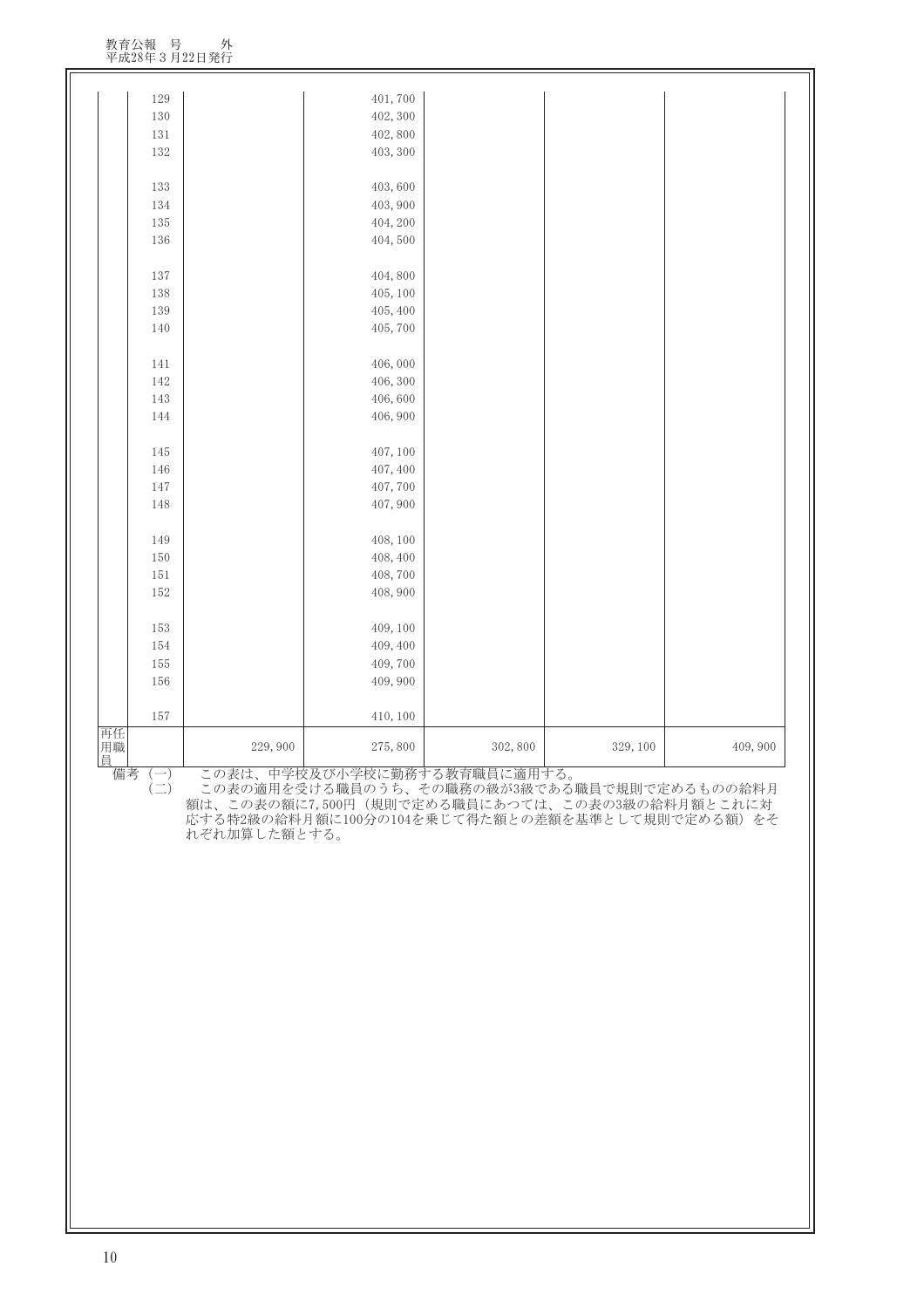| | | | | | | |
|---|---|---|---|---|---|---|
| | 129 | | 401,700 | | | |
| | 130 | | 402,300 | | | |
| | 131 | | 402,800 | | | |
| | 132 | | 403,300 | | | |
| | 133 | | 403,600 | | | |
| | 134 | | 403,900 | | | |
| | 135 | | 404,200 | | | |
| | 136 | | 404,500 | | | |
| | 137 | | 404,800 | | | |
| | 138 | | 405,100 | | | |
| | 139 | | 405,400 | | | |
| | 140 | | 405,700 | | | |
| | 141 | | 406,000 | | | |
| | 142 | | 406,300 | | | |
| | 143 | | 406,600 | | | |
| | 144 | | 406,900 | | | |
| | 145 | | 407,100 | | | |
| | 146 | | 407,400 | | | |
| | 147 | | 407,700 | | | |
| | 148 | | 407,900 | | | |
| | 149 | | 408,100 | | | |
| | 150 | | 408,400 | | | |
| | 151 | | 408,700 | | | |
| | 152 | | 408,900 | | | |
| | 153 | | 409,100 | | | |
| | 154 | | 409,400 | | | |
| | 155 | | 409,700 | | | |
| | 156 | | 409,900 | | | |
| | 157 | | 410,100 | | | |
| 再任用職員 | | 229,900 | 275,800 | 302,800 | 329,100 | 409,900 |

備考（一）　この表は、中学校及び小学校に勤務する教育職員に適用する。

（二）　この表の適用を受ける職員のうち、その職務の級が3級である職員で規則で定めるものの給料月額は、この表の額に7,500円（規則で定める職員にあつては、この表の3級の給料月額とこれに対応する特2級の給料月額に100分の104を乗じて得た額との差額を基準として規則で定める額）をそれぞれ加算した額とする。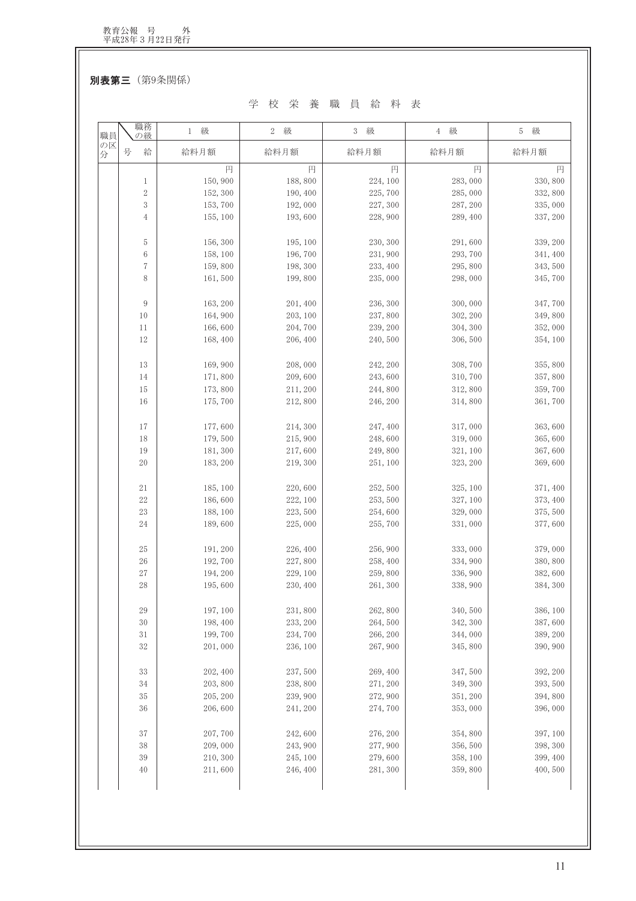**別表第三**（第9条関係）

学　校　栄　養　職　員　給　料　表

| 職員の区分 | 職務の級 / 号給 | 1　級 | 2　級 | 3　級 | 4　級 | 5　級 |
|---|---|---|---|---|---|---|
| | | 給料月額 | 給料月額 | 給料月額 | 給料月額 | 給料月額 |
| | | 円 | 円 | 円 | 円 | 円 |
| | 1 | 150,900 | 188,800 | 224,100 | 283,000 | 330,800 |
| | 2 | 152,300 | 190,400 | 225,700 | 285,000 | 332,800 |
| | 3 | 153,700 | 192,000 | 227,300 | 287,200 | 335,000 |
| | 4 | 155,100 | 193,600 | 228,900 | 289,400 | 337,200 |
| | 5 | 156,300 | 195,100 | 230,300 | 291,600 | 339,200 |
| | 6 | 158,100 | 196,700 | 231,900 | 293,700 | 341,400 |
| | 7 | 159,800 | 198,300 | 233,400 | 295,800 | 343,500 |
| | 8 | 161,500 | 199,800 | 235,000 | 298,000 | 345,700 |
| | 9 | 163,200 | 201,400 | 236,300 | 300,000 | 347,700 |
| | 10 | 164,900 | 203,100 | 237,800 | 302,200 | 349,800 |
| | 11 | 166,600 | 204,700 | 239,200 | 304,300 | 352,000 |
| | 12 | 168,400 | 206,400 | 240,500 | 306,500 | 354,100 |
| | 13 | 169,900 | 208,000 | 242,200 | 308,700 | 355,800 |
| | 14 | 171,800 | 209,600 | 243,600 | 310,700 | 357,800 |
| | 15 | 173,800 | 211,200 | 244,800 | 312,800 | 359,700 |
| | 16 | 175,700 | 212,800 | 246,200 | 314,800 | 361,700 |
| | 17 | 177,600 | 214,300 | 247,400 | 317,000 | 363,600 |
| | 18 | 179,500 | 215,900 | 248,600 | 319,000 | 365,600 |
| | 19 | 181,300 | 217,600 | 249,800 | 321,100 | 367,600 |
| | 20 | 183,200 | 219,300 | 251,100 | 323,200 | 369,600 |
| | 21 | 185,100 | 220,600 | 252,500 | 325,100 | 371,400 |
| | 22 | 186,600 | 222,100 | 253,500 | 327,100 | 373,400 |
| | 23 | 188,100 | 223,500 | 254,600 | 329,000 | 375,500 |
| | 24 | 189,600 | 225,000 | 255,700 | 331,000 | 377,600 |
| | 25 | 191,200 | 226,400 | 256,900 | 333,000 | 379,000 |
| | 26 | 192,700 | 227,800 | 258,400 | 334,900 | 380,800 |
| | 27 | 194,200 | 229,100 | 259,800 | 336,900 | 382,600 |
| | 28 | 195,600 | 230,400 | 261,300 | 338,900 | 384,300 |
| | 29 | 197,100 | 231,800 | 262,800 | 340,500 | 386,100 |
| | 30 | 198,400 | 233,200 | 264,500 | 342,300 | 387,600 |
| | 31 | 199,700 | 234,700 | 266,200 | 344,000 | 389,200 |
| | 32 | 201,000 | 236,100 | 267,900 | 345,800 | 390,900 |
| | 33 | 202,400 | 237,500 | 269,400 | 347,500 | 392,200 |
| | 34 | 203,800 | 238,800 | 271,200 | 349,300 | 393,500 |
| | 35 | 205,200 | 239,900 | 272,900 | 351,200 | 394,800 |
| | 36 | 206,600 | 241,200 | 274,700 | 353,000 | 396,000 |
| | 37 | 207,700 | 242,600 | 276,200 | 354,800 | 397,100 |
| | 38 | 209,000 | 243,900 | 277,900 | 356,500 | 398,300 |
| | 39 | 210,300 | 245,100 | 279,600 | 358,100 | 399,400 |
| | 40 | 211,600 | 246,400 | 281,300 | 359,800 | 400,500 |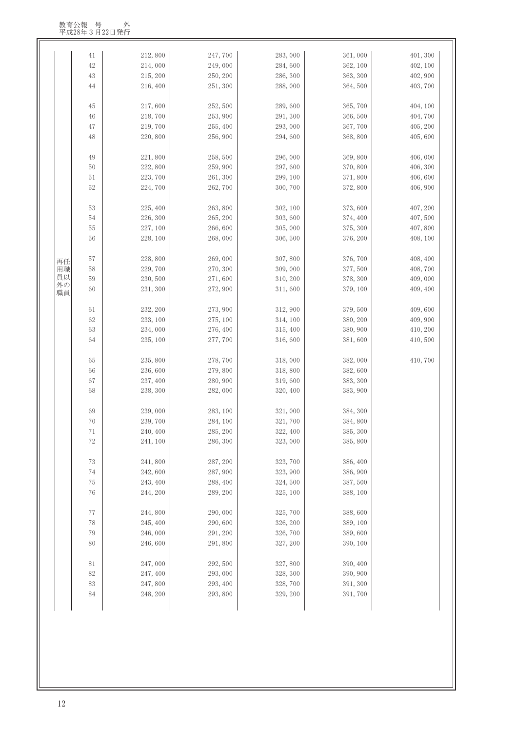| | | | | | | |
|---|---|---|---|---|---|---|
| 再任用職員以外の職員 | 41 | 212,800 | 247,700 | 283,000 | 361,000 | 401,300 |
| | 42 | 214,000 | 249,000 | 284,600 | 362,100 | 402,100 |
| | 43 | 215,200 | 250,200 | 286,300 | 363,300 | 402,900 |
| | 44 | 216,400 | 251,300 | 288,000 | 364,500 | 403,700 |
| | 45 | 217,600 | 252,500 | 289,600 | 365,700 | 404,100 |
| | 46 | 218,700 | 253,900 | 291,300 | 366,500 | 404,700 |
| | 47 | 219,700 | 255,400 | 293,000 | 367,700 | 405,200 |
| | 48 | 220,800 | 256,900 | 294,600 | 368,800 | 405,600 |
| | 49 | 221,800 | 258,500 | 296,000 | 369,800 | 406,000 |
| | 50 | 222,800 | 259,900 | 297,600 | 370,800 | 406,300 |
| | 51 | 223,700 | 261,300 | 299,100 | 371,800 | 406,600 |
| | 52 | 224,700 | 262,700 | 300,700 | 372,800 | 406,900 |
| | 53 | 225,400 | 263,800 | 302,100 | 373,600 | 407,200 |
| | 54 | 226,300 | 265,200 | 303,600 | 374,400 | 407,500 |
| | 55 | 227,100 | 266,600 | 305,000 | 375,300 | 407,800 |
| | 56 | 228,100 | 268,000 | 306,500 | 376,200 | 408,100 |
| | 57 | 228,800 | 269,000 | 307,800 | 376,700 | 408,400 |
| | 58 | 229,700 | 270,300 | 309,000 | 377,500 | 408,700 |
| | 59 | 230,500 | 271,600 | 310,200 | 378,300 | 409,000 |
| | 60 | 231,300 | 272,900 | 311,600 | 379,100 | 409,400 |
| | 61 | 232,200 | 273,900 | 312,900 | 379,500 | 409,600 |
| | 62 | 233,100 | 275,100 | 314,100 | 380,200 | 409,900 |
| | 63 | 234,000 | 276,400 | 315,400 | 380,900 | 410,200 |
| | 64 | 235,100 | 277,700 | 316,600 | 381,600 | 410,500 |
| | 65 | 235,800 | 278,700 | 318,000 | 382,000 | 410,700 |
| | 66 | 236,600 | 279,800 | 318,800 | 382,600 | |
| | 67 | 237,400 | 280,900 | 319,600 | 383,300 | |
| | 68 | 238,300 | 282,000 | 320,400 | 383,900 | |
| | 69 | 239,000 | 283,100 | 321,000 | 384,300 | |
| | 70 | 239,700 | 284,100 | 321,700 | 384,800 | |
| | 71 | 240,400 | 285,200 | 322,400 | 385,300 | |
| | 72 | 241,100 | 286,300 | 323,000 | 385,800 | |
| | 73 | 241,800 | 287,200 | 323,700 | 386,400 | |
| | 74 | 242,600 | 287,900 | 323,900 | 386,900 | |
| | 75 | 243,400 | 288,400 | 324,500 | 387,500 | |
| | 76 | 244,200 | 289,200 | 325,100 | 388,100 | |
| | 77 | 244,800 | 290,000 | 325,700 | 388,600 | |
| | 78 | 245,400 | 290,600 | 326,200 | 389,100 | |
| | 79 | 246,000 | 291,200 | 326,700 | 389,600 | |
| | 80 | 246,600 | 291,800 | 327,200 | 390,100 | |
| | 81 | 247,000 | 292,500 | 327,800 | 390,400 | |
| | 82 | 247,400 | 293,000 | 328,300 | 390,900 | |
| | 83 | 247,800 | 293,400 | 328,700 | 391,300 | |
| | 84 | 248,200 | 293,800 | 329,200 | 391,700 | |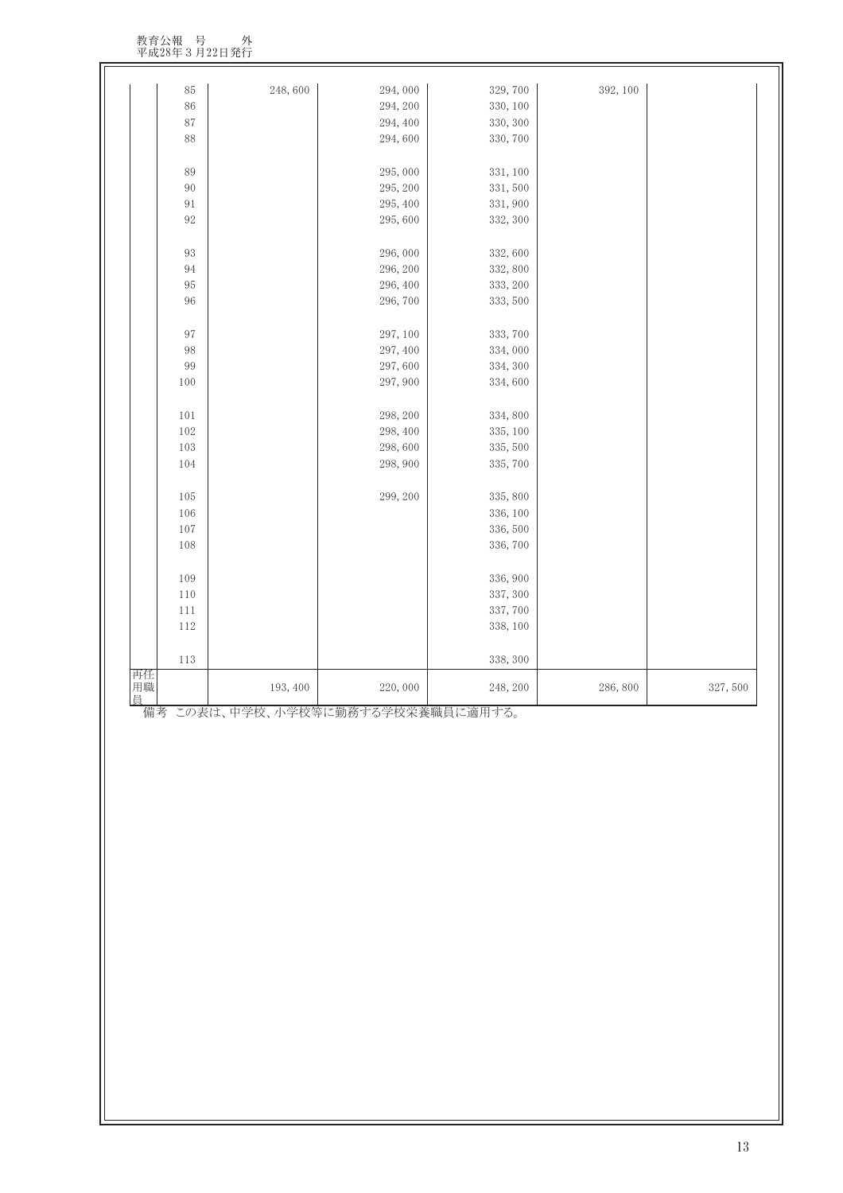| | 85 | 248, 600 | 294, 000 | 329, 700 | 392, 100 | |
|---|---|---|---|---|---|---|
| | 86 | | 294, 200 | 330, 100 | | |
| | 87 | | 294, 400 | 330, 300 | | |
| | 88 | | 294, 600 | 330, 700 | | |
| | 89 | | 295, 000 | 331, 100 | | |
| | 90 | | 295, 200 | 331, 500 | | |
| | 91 | | 295, 400 | 331, 900 | | |
| | 92 | | 295, 600 | 332, 300 | | |
| | 93 | | 296, 000 | 332, 600 | | |
| | 94 | | 296, 200 | 332, 800 | | |
| | 95 | | 296, 400 | 333, 200 | | |
| | 96 | | 296, 700 | 333, 500 | | |
| | 97 | | 297, 100 | 333, 700 | | |
| | 98 | | 297, 400 | 334, 000 | | |
| | 99 | | 297, 600 | 334, 300 | | |
| | 100 | | 297, 900 | 334, 600 | | |
| | 101 | | 298, 200 | 334, 800 | | |
| | 102 | | 298, 400 | 335, 100 | | |
| | 103 | | 298, 600 | 335, 500 | | |
| | 104 | | 298, 900 | 335, 700 | | |
| | 105 | | 299, 200 | 335, 800 | | |
| | 106 | | | 336, 100 | | |
| | 107 | | | 336, 500 | | |
| | 108 | | | 336, 700 | | |
| | 109 | | | 336, 900 | | |
| | 110 | | | 337, 300 | | |
| | 111 | | | 337, 700 | | |
| | 112 | | | 338, 100 | | |
| | 113 | | | 338, 300 | | |
| 再任用職員 | | 193, 400 | 220, 000 | 248, 200 | 286, 800 | 327, 500 |

備考　この表は、中学校、小学校等に勤務する学校栄養職員に適用する。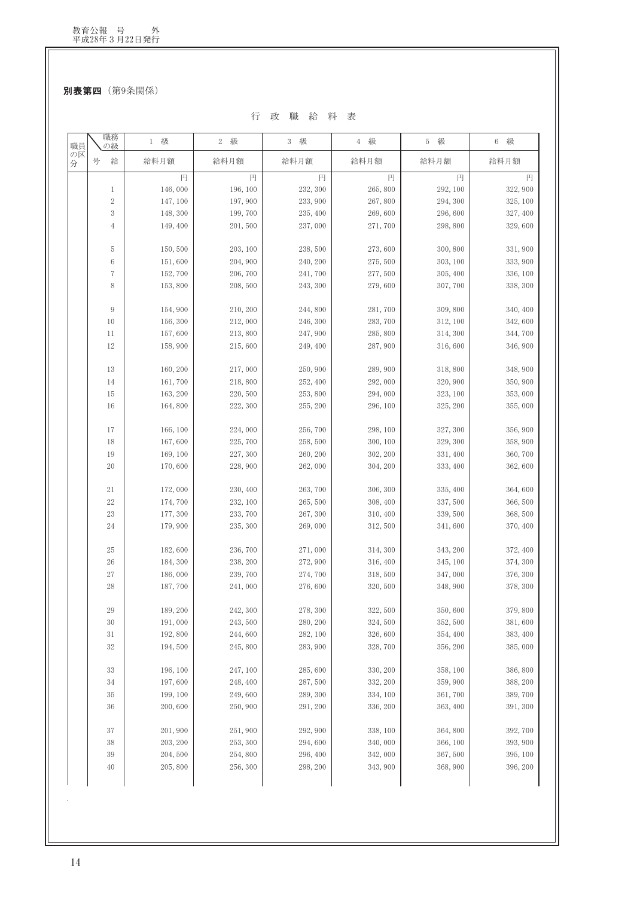**別表第四**（第9条関係）

行 政 職 給 料 表

| 職員の区分 | 職務の級 | 1 級 | 2 級 | 3 級 | 4 級 | 5 級 | 6 級 |
|---|---|---|---|---|---|---|---|
| | 号 給 | 給料月額 | 給料月額 | 給料月額 | 給料月額 | 給料月額 | 給料月額 |
| | | 円 | 円 | 円 | 円 | 円 | 円 |
| | 1 | 146, 000 | 196, 100 | 232, 300 | 265, 800 | 292, 100 | 322, 900 |
| | 2 | 147, 100 | 197, 900 | 233, 900 | 267, 800 | 294, 300 | 325, 100 |
| | 3 | 148, 300 | 199, 700 | 235, 400 | 269, 600 | 296, 600 | 327, 400 |
| | 4 | 149, 400 | 201, 500 | 237, 000 | 271, 700 | 298, 800 | 329, 600 |
| | 5 | 150, 500 | 203, 100 | 238, 500 | 273, 600 | 300, 800 | 331, 900 |
| | 6 | 151, 600 | 204, 900 | 240, 200 | 275, 500 | 303, 100 | 333, 900 |
| | 7 | 152, 700 | 206, 700 | 241, 700 | 277, 500 | 305, 400 | 336, 100 |
| | 8 | 153, 800 | 208, 500 | 243, 300 | 279, 600 | 307, 700 | 338, 300 |
| | 9 | 154, 900 | 210, 200 | 244, 800 | 281, 700 | 309, 800 | 340, 400 |
| | 10 | 156, 300 | 212, 000 | 246, 300 | 283, 700 | 312, 100 | 342, 600 |
| | 11 | 157, 600 | 213, 800 | 247, 900 | 285, 800 | 314, 300 | 344, 700 |
| | 12 | 158, 900 | 215, 600 | 249, 400 | 287, 900 | 316, 600 | 346, 900 |
| | 13 | 160, 200 | 217, 000 | 250, 900 | 289, 900 | 318, 800 | 348, 900 |
| | 14 | 161, 700 | 218, 800 | 252, 400 | 292, 000 | 320, 900 | 350, 900 |
| | 15 | 163, 200 | 220, 500 | 253, 800 | 294, 000 | 323, 100 | 353, 000 |
| | 16 | 164, 800 | 222, 300 | 255, 200 | 296, 100 | 325, 200 | 355, 000 |
| | 17 | 166, 100 | 224, 000 | 256, 700 | 298, 100 | 327, 300 | 356, 900 |
| | 18 | 167, 600 | 225, 700 | 258, 500 | 300, 100 | 329, 300 | 358, 900 |
| | 19 | 169, 100 | 227, 300 | 260, 200 | 302, 200 | 331, 400 | 360, 700 |
| | 20 | 170, 600 | 228, 900 | 262, 000 | 304, 200 | 333, 400 | 362, 600 |
| | 21 | 172, 000 | 230, 400 | 263, 700 | 306, 300 | 335, 400 | 364, 600 |
| | 22 | 174, 700 | 232, 100 | 265, 500 | 308, 400 | 337, 500 | 366, 500 |
| | 23 | 177, 300 | 233, 700 | 267, 300 | 310, 400 | 339, 500 | 368, 500 |
| | 24 | 179, 900 | 235, 300 | 269, 000 | 312, 500 | 341, 600 | 370, 400 |
| | 25 | 182, 600 | 236, 700 | 271, 000 | 314, 300 | 343, 200 | 372, 400 |
| | 26 | 184, 300 | 238, 200 | 272, 900 | 316, 400 | 345, 100 | 374, 300 |
| | 27 | 186, 000 | 239, 700 | 274, 700 | 318, 500 | 347, 000 | 376, 300 |
| | 28 | 187, 700 | 241, 000 | 276, 600 | 320, 500 | 348, 900 | 378, 300 |
| | 29 | 189, 200 | 242, 300 | 278, 300 | 322, 500 | 350, 600 | 379, 800 |
| | 30 | 191, 000 | 243, 500 | 280, 200 | 324, 500 | 352, 500 | 381, 600 |
| | 31 | 192, 800 | 244, 600 | 282, 100 | 326, 600 | 354, 400 | 383, 400 |
| | 32 | 194, 500 | 245, 800 | 283, 900 | 328, 700 | 356, 200 | 385, 000 |
| | 33 | 196, 100 | 247, 100 | 285, 600 | 330, 200 | 358, 100 | 386, 800 |
| | 34 | 197, 600 | 248, 400 | 287, 500 | 332, 200 | 359, 900 | 388, 200 |
| | 35 | 199, 100 | 249, 600 | 289, 300 | 334, 100 | 361, 700 | 389, 700 |
| | 36 | 200, 600 | 250, 900 | 291, 200 | 336, 200 | 363, 400 | 391, 300 |
| | 37 | 201, 900 | 251, 900 | 292, 900 | 338, 100 | 364, 800 | 392, 700 |
| | 38 | 203, 200 | 253, 300 | 294, 600 | 340, 000 | 366, 100 | 393, 900 |
| | 39 | 204, 500 | 254, 800 | 296, 400 | 342, 000 | 367, 500 | 395, 100 |
| | 40 | 205, 800 | 256, 300 | 298, 200 | 343, 900 | 368, 900 | 396, 200 |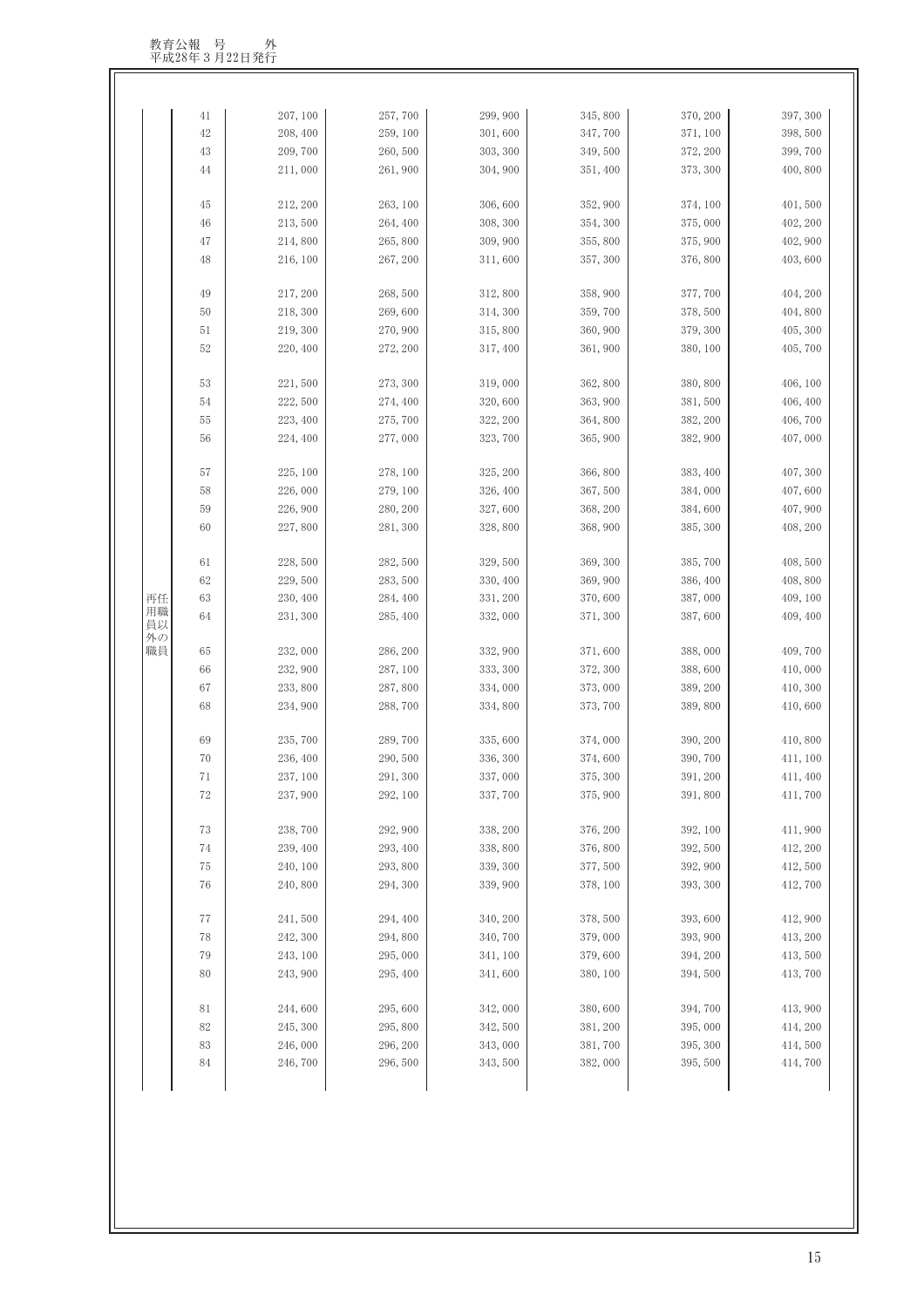| | | | | | | | |
|---|---|---|---|---|---|---|---|
| 再任用職員以外の職員 | 41 | 207, 100 | 257, 700 | 299, 900 | 345, 800 | 370, 200 | 397, 300 |
| | 42 | 208, 400 | 259, 100 | 301, 600 | 347, 700 | 371, 100 | 398, 500 |
| | 43 | 209, 700 | 260, 500 | 303, 300 | 349, 500 | 372, 200 | 399, 700 |
| | 44 | 211, 000 | 261, 900 | 304, 900 | 351, 400 | 373, 300 | 400, 800 |
| | 45 | 212, 200 | 263, 100 | 306, 600 | 352, 900 | 374, 100 | 401, 500 |
| | 46 | 213, 500 | 264, 400 | 308, 300 | 354, 300 | 375, 000 | 402, 200 |
| | 47 | 214, 800 | 265, 800 | 309, 900 | 355, 800 | 375, 900 | 402, 900 |
| | 48 | 216, 100 | 267, 200 | 311, 600 | 357, 300 | 376, 800 | 403, 600 |
| | 49 | 217, 200 | 268, 500 | 312, 800 | 358, 900 | 377, 700 | 404, 200 |
| | 50 | 218, 300 | 269, 600 | 314, 300 | 359, 700 | 378, 500 | 404, 800 |
| | 51 | 219, 300 | 270, 900 | 315, 800 | 360, 900 | 379, 300 | 405, 300 |
| | 52 | 220, 400 | 272, 200 | 317, 400 | 361, 900 | 380, 100 | 405, 700 |
| | 53 | 221, 500 | 273, 300 | 319, 000 | 362, 800 | 380, 800 | 406, 100 |
| | 54 | 222, 500 | 274, 400 | 320, 600 | 363, 900 | 381, 500 | 406, 400 |
| | 55 | 223, 400 | 275, 700 | 322, 200 | 364, 800 | 382, 200 | 406, 700 |
| | 56 | 224, 400 | 277, 000 | 323, 700 | 365, 900 | 382, 900 | 407, 000 |
| | 57 | 225, 100 | 278, 100 | 325, 200 | 366, 800 | 383, 400 | 407, 300 |
| | 58 | 226, 000 | 279, 100 | 326, 400 | 367, 500 | 384, 000 | 407, 600 |
| | 59 | 226, 900 | 280, 200 | 327, 600 | 368, 200 | 384, 600 | 407, 900 |
| | 60 | 227, 800 | 281, 300 | 328, 800 | 368, 900 | 385, 300 | 408, 200 |
| | 61 | 228, 500 | 282, 500 | 329, 500 | 369, 300 | 385, 700 | 408, 500 |
| | 62 | 229, 500 | 283, 500 | 330, 400 | 369, 900 | 386, 400 | 408, 800 |
| | 63 | 230, 400 | 284, 400 | 331, 200 | 370, 600 | 387, 000 | 409, 100 |
| | 64 | 231, 300 | 285, 400 | 332, 000 | 371, 300 | 387, 600 | 409, 400 |
| | 65 | 232, 000 | 286, 200 | 332, 900 | 371, 600 | 388, 000 | 409, 700 |
| | 66 | 232, 900 | 287, 100 | 333, 300 | 372, 300 | 388, 600 | 410, 000 |
| | 67 | 233, 800 | 287, 800 | 334, 000 | 373, 000 | 389, 200 | 410, 300 |
| | 68 | 234, 900 | 288, 700 | 334, 800 | 373, 700 | 389, 800 | 410, 600 |
| | 69 | 235, 700 | 289, 700 | 335, 600 | 374, 000 | 390, 200 | 410, 800 |
| | 70 | 236, 400 | 290, 500 | 336, 300 | 374, 600 | 390, 700 | 411, 100 |
| | 71 | 237, 100 | 291, 300 | 337, 000 | 375, 300 | 391, 200 | 411, 400 |
| | 72 | 237, 900 | 292, 100 | 337, 700 | 375, 900 | 391, 800 | 411, 700 |
| | 73 | 238, 700 | 292, 900 | 338, 200 | 376, 200 | 392, 100 | 411, 900 |
| | 74 | 239, 400 | 293, 400 | 338, 800 | 376, 800 | 392, 500 | 412, 200 |
| | 75 | 240, 100 | 293, 800 | 339, 300 | 377, 500 | 392, 900 | 412, 500 |
| | 76 | 240, 800 | 294, 300 | 339, 900 | 378, 100 | 393, 300 | 412, 700 |
| | 77 | 241, 500 | 294, 400 | 340, 200 | 378, 500 | 393, 600 | 412, 900 |
| | 78 | 242, 300 | 294, 800 | 340, 700 | 379, 000 | 393, 900 | 413, 200 |
| | 79 | 243, 100 | 295, 000 | 341, 100 | 379, 600 | 394, 200 | 413, 500 |
| | 80 | 243, 900 | 295, 400 | 341, 600 | 380, 100 | 394, 500 | 413, 700 |
| | 81 | 244, 600 | 295, 600 | 342, 000 | 380, 600 | 394, 700 | 413, 900 |
| | 82 | 245, 300 | 295, 800 | 342, 500 | 381, 200 | 395, 000 | 414, 200 |
| | 83 | 246, 000 | 296, 200 | 343, 000 | 381, 700 | 395, 300 | 414, 500 |
| | 84 | 246, 700 | 296, 500 | 343, 500 | 382, 000 | 395, 500 | 414, 700 |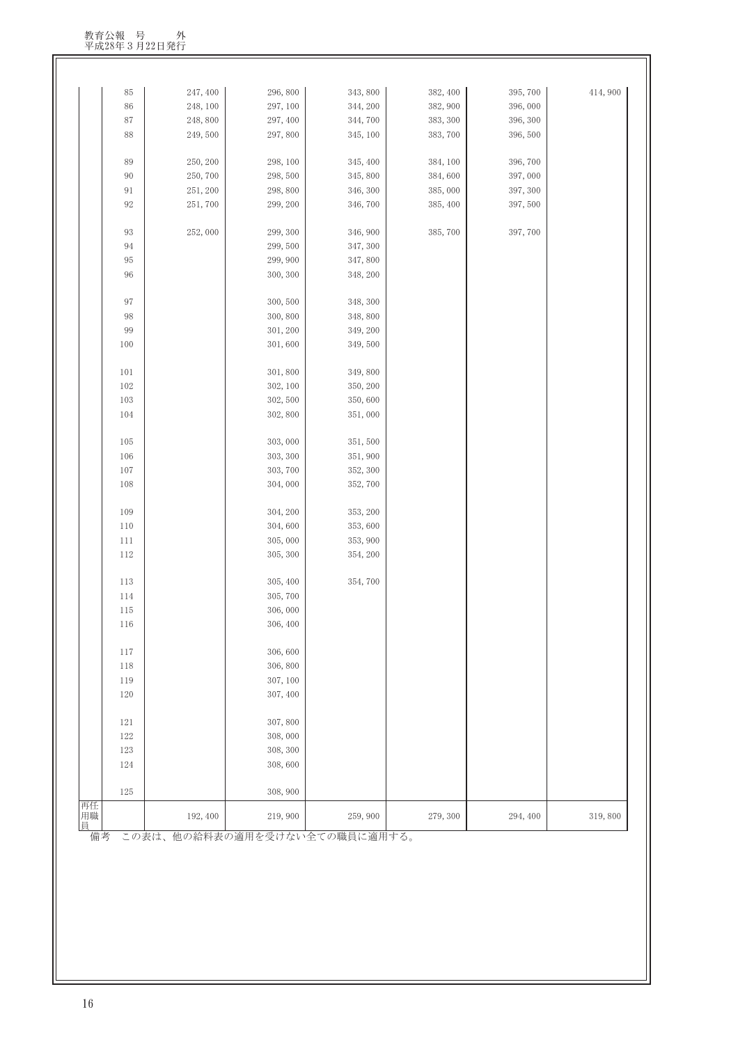| | 85 | 247, 400 | 296, 800 | 343, 800 | 382, 400 | 395, 700 | 414, 900 |
|---|---|---|---|---|---|---|---|
| | 86 | 248, 100 | 297, 100 | 344, 200 | 382, 900 | 396, 000 | |
| | 87 | 248, 800 | 297, 400 | 344, 700 | 383, 300 | 396, 300 | |
| | 88 | 249, 500 | 297, 800 | 345, 100 | 383, 700 | 396, 500 | |
| | 89 | 250, 200 | 298, 100 | 345, 400 | 384, 100 | 396, 700 | |
| | 90 | 250, 700 | 298, 500 | 345, 800 | 384, 600 | 397, 000 | |
| | 91 | 251, 200 | 298, 800 | 346, 300 | 385, 000 | 397, 300 | |
| | 92 | 251, 700 | 299, 200 | 346, 700 | 385, 400 | 397, 500 | |
| | 93 | 252, 000 | 299, 300 | 346, 900 | 385, 700 | 397, 700 | |
| | 94 | | 299, 500 | 347, 300 | | | |
| | 95 | | 299, 900 | 347, 800 | | | |
| | 96 | | 300, 300 | 348, 200 | | | |
| | 97 | | 300, 500 | 348, 300 | | | |
| | 98 | | 300, 800 | 348, 800 | | | |
| | 99 | | 301, 200 | 349, 200 | | | |
| | 100 | | 301, 600 | 349, 500 | | | |
| | 101 | | 301, 800 | 349, 800 | | | |
| | 102 | | 302, 100 | 350, 200 | | | |
| | 103 | | 302, 500 | 350, 600 | | | |
| | 104 | | 302, 800 | 351, 000 | | | |
| | 105 | | 303, 000 | 351, 500 | | | |
| | 106 | | 303, 300 | 351, 900 | | | |
| | 107 | | 303, 700 | 352, 300 | | | |
| | 108 | | 304, 000 | 352, 700 | | | |
| | 109 | | 304, 200 | 353, 200 | | | |
| | 110 | | 304, 600 | 353, 600 | | | |
| | 111 | | 305, 000 | 353, 900 | | | |
| | 112 | | 305, 300 | 354, 200 | | | |
| | 113 | | 305, 400 | 354, 700 | | | |
| | 114 | | 305, 700 | | | | |
| | 115 | | 306, 000 | | | | |
| | 116 | | 306, 400 | | | | |
| | 117 | | 306, 600 | | | | |
| | 118 | | 306, 800 | | | | |
| | 119 | | 307, 100 | | | | |
| | 120 | | 307, 400 | | | | |
| | 121 | | 307, 800 | | | | |
| | 122 | | 308, 000 | | | | |
| | 123 | | 308, 300 | | | | |
| | 124 | | 308, 600 | | | | |
| | 125 | | 308, 900 | | | | |
| 再任用職員 | | 192, 400 | 219, 900 | 259, 900 | 279, 300 | 294, 400 | 319, 800 |

備考　この表は、他の給料表の適用を受けない全ての職員に適用する。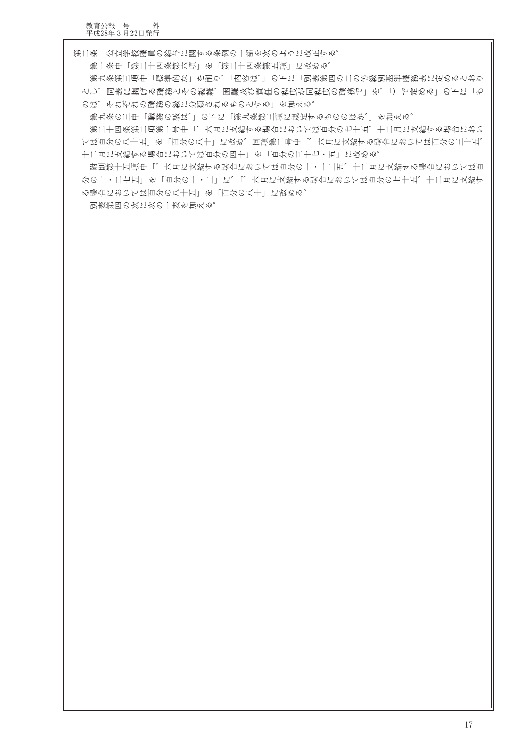第二条　公立学校職員の給与に関する条例の一部を次のように改正する。

第一条中「第二十四条第六項」を「第二十四条第五項」に改める。

第九条第三項中「標準的な」を削り、「内容は、」の下に「別表第四の二の等級別基準職務表に定めるとおりとし、同表に掲げる職務とその複雑、困難及び責任の程度が同程度の職務で」を、「で定める」の下に「ものは、それぞれの職務の級に分類されるものとする」を加える。

第九条の三中「職務の級は、」の下に「第九条第三項に規定するもののほか、」を加える。

第二十四条第二項第一号中「、六月に支給する場合においては百分の七十五、十二月に支給する場合においては百分の八十五」を「百分の八十」に改め、同項第二号中「、六月に支給する場合においては百分の三十五、十二月に支給する場合においては百分の四十」を「百分の三十七・五」に改める。

附則第十五項中「、六月に支給する場合においては百分の一・一二五、十二月に支給する場合においては百分の一・二七五」を「百分の一・二」に、「、六月に支給する場合においては百分の七十五、十二月に支給する場合においては百分の八十五」を「百分の八十」に改める。

別表第四の次に次の一表を加える。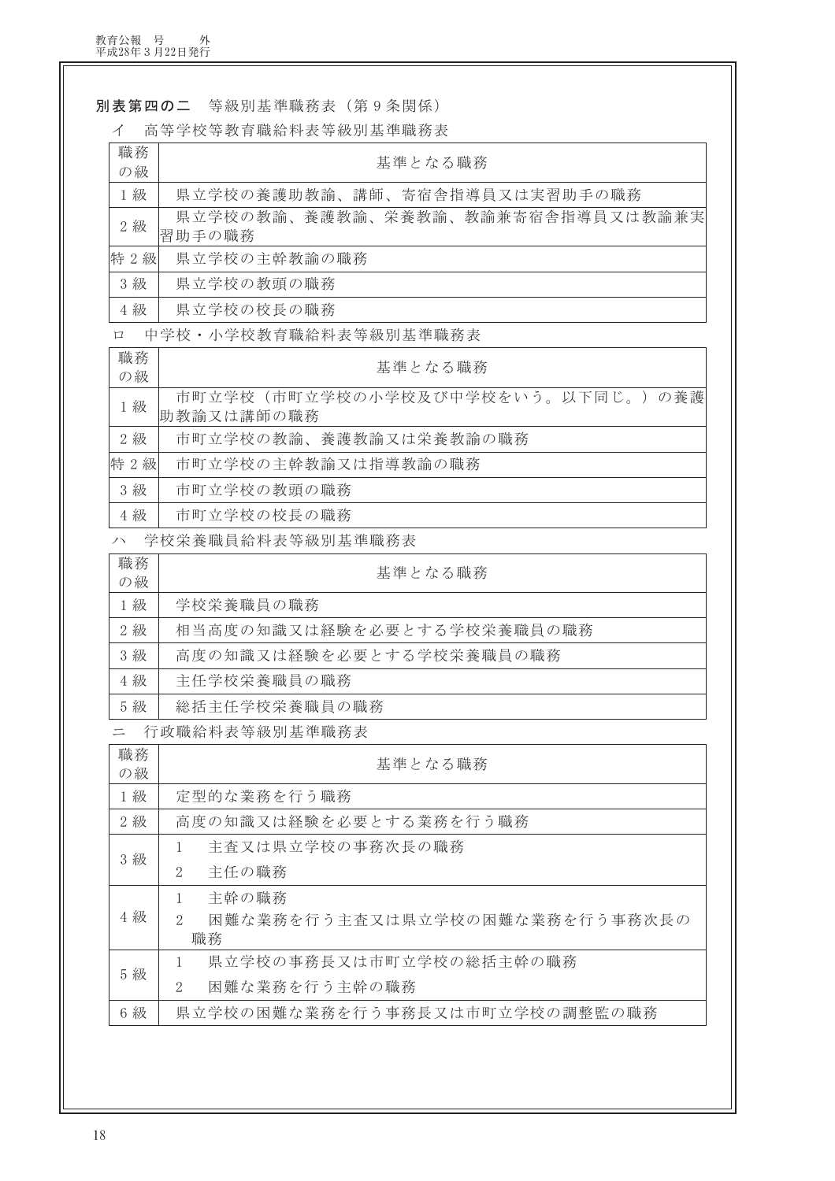**別表第四の二**　等級別基準職務表（第９条関係）

イ　高等学校等教育職給料表等級別基準職務表

| 職務の級 | 基準となる職務 |
| --- | --- |
| １級 | 県立学校の養護助教諭、講師、寄宿舎指導員又は実習助手の職務 |
| ２級 | 県立学校の教諭、養護教諭、栄養教諭、教諭兼寄宿舎指導員又は教諭兼実習助手の職務 |
| 特２級 | 県立学校の主幹教諭の職務 |
| ３級 | 県立学校の教頭の職務 |
| ４級 | 県立学校の校長の職務 |

ロ　中学校・小学校教育職給料表等級別基準職務表

| 職務の級 | 基準となる職務 |
| --- | --- |
| １級 | 市町立学校（市町立学校の小学校及び中学校をいう。以下同じ。）の養護助教諭又は講師の職務 |
| ２級 | 市町立学校の教諭、養護教諭又は栄養教諭の職務 |
| 特２級 | 市町立学校の主幹教諭又は指導教諭の職務 |
| ３級 | 市町立学校の教頭の職務 |
| ４級 | 市町立学校の校長の職務 |

ハ　学校栄養職員給料表等級別基準職務表

| 職務の級 | 基準となる職務 |
| --- | --- |
| １級 | 学校栄養職員の職務 |
| ２級 | 相当高度の知識又は経験を必要とする学校栄養職員の職務 |
| ３級 | 高度の知識又は経験を必要とする学校栄養職員の職務 |
| ４級 | 主任学校栄養職員の職務 |
| ５級 | 総括主任学校栄養職員の職務 |

ニ　行政職給料表等級別基準職務表

| 職務の級 | 基準となる職務 |
| --- | --- |
| １級 | 定型的な業務を行う職務 |
| ２級 | 高度の知識又は経験を必要とする業務を行う職務 |
| ３級 | １　主査又は県立学校の事務次長の職務<br>２　主任の職務 |
| ４級 | １　主幹の職務<br>２　困難な業務を行う主査又は県立学校の困難な業務を行う事務次長の職務 |
| ５級 | １　県立学校の事務長又は市町立学校の総括主幹の職務<br>２　困難な業務を行う主幹の職務 |
| ６級 | 県立学校の困難な業務を行う事務長又は市町立学校の調整監の職務 |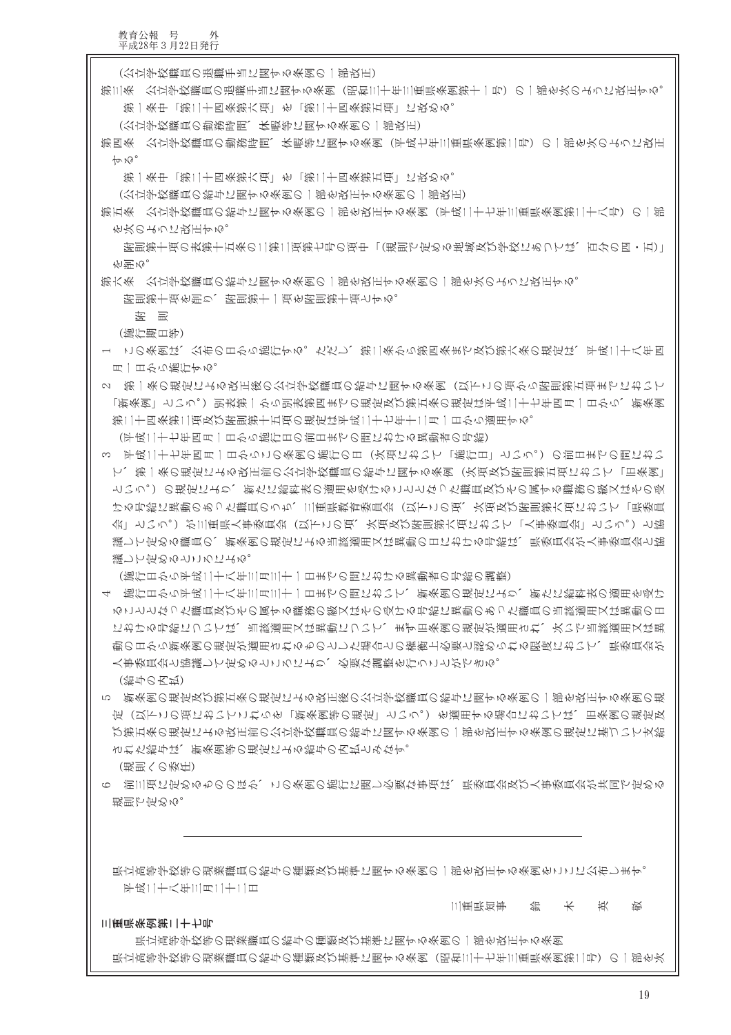（公立学校職員の退職手当に関する条例の一部改正）

第三条　公立学校職員の退職手当に関する条例（昭和三十年三重県条例第十一号）の一部を次のように改正する。

第一条中「第二十四条第六項」を「第二十四条第五項」に改める。

（公立学校職員の勤務時間、休暇等に関する条例の一部改正）

第四条　公立学校職員の勤務時間、休暇等に関する条例（平成七年三重県条例第二号）の一部を次のように改正する。

第一条中「第二十四条第六項」を「第二十四条第五項」に改める。

（公立学校職員の給与に関する条例の一部を改正する条例の一部改正）

第五条　公立学校職員の給与に関する条例の一部を改正する条例（平成二十七年三重県条例第二十八号）の一部を次のように改正する。

附則第十項の表第十五条の二第一項第七号の項中「（規則で定める地域及び学校にあつては、百分の四・五）」を削る。

第六条　公立学校職員の給与に関する条例の一部を改正する条例の一部を次のように改正する。

附則第十項を削り、附則第十一項を附則第十項とする。

附　則

（施行期日等）

１　この条例は、公布の日から施行する。ただし、第二条から第四条まで及び第六条の規定は、平成二十八年四月一日から施行する。

２　第一条の規定による改正後の公立学校職員の給与に関する条例（以下この項から附則第五項までにおいて「新条例」という。）別表第一から別表第四までの規定及び第五条の規定は平成二十七年四月一日から、新条例第二十四条第二項及び附則第十五項の規定は平成二十七年十二月一日から適用する。

（平成二十七年四月一日から施行日の前日までの間における異動者の号給）

３　平成二十七年四月一日からこの条例の施行の日（次項において「施行日」という。）の前日までの間において、第一条の規定による改正前の公立学校職員の給与に関する条例（次項及び附則第五項において「旧条例」という。）の規定により、新たに給料表の適用を受けることとなった職員及びその属する職務の級又はその受ける号給に異動のあった職員のうち、三重県教育委員会（以下この項、次項及び附則第六項において「県委員会」という。）が三重県人事委員会（以下この項、次項及び附則第六項において「人事委員会」という。）と協議して定める職員の、新条例の規定による当該適用又は異動の日における号給は、県委員会が人事委員会と協議して定めるところによる。

（施行日から平成二十八年三月三十一日までの間における異動者の号給の調整）

４　施行日から平成二十八年三月三十一日までの間において、新条例の規定により、新たに給料表の適用を受けることとなった職員及びその属する職務の級又はその受ける号給に異動のあった職員の当該適用又は異動の日における号給については、当該適用又は異動について、まず旧条例の規定が適用され、次いで当該適用又は異動の日から新条例の規定が適用されるものとした場合との権衡上必要と認められる限度において、県委員会が人事委員会と協議して定めるところにより、必要な調整を行うことができる。

（給与の内払）

５　新条例の規定及び第五条の規定による改正後の公立学校職員の給与に関する条例の一部を改正する条例の規定（以下この項においてこれらを「新条例等の規定」という。）を適用する場合においては、旧条例の規定及び第五条の規定による改正前の公立学校職員の給与に関する条例の一部を改正する条例の規定に基づいて支給された給与は、新条例等の規定による給与の内払とみなす。

（規則への委任）

６　前三項に定めるもののほか、この条例の施行に関し必要な事項は、県委員会及び人事委員会が共同で定める規則で定める。

---

県立高等学校等の現業職員の給与の種類及び基準に関する条例の一部を改正する条例をここに公布します。

平成二十八年三月二十二日

三重県知事　鈴　木　英　敬

**三重県条例第二十七号**

県立高等学校等の現業職員の給与の種類及び基準に関する条例の一部を改正する条例

県立高等学校等の現業職員の給与の種類及び基準に関する条例（昭和三十七年三重県条例第二号）の一部を次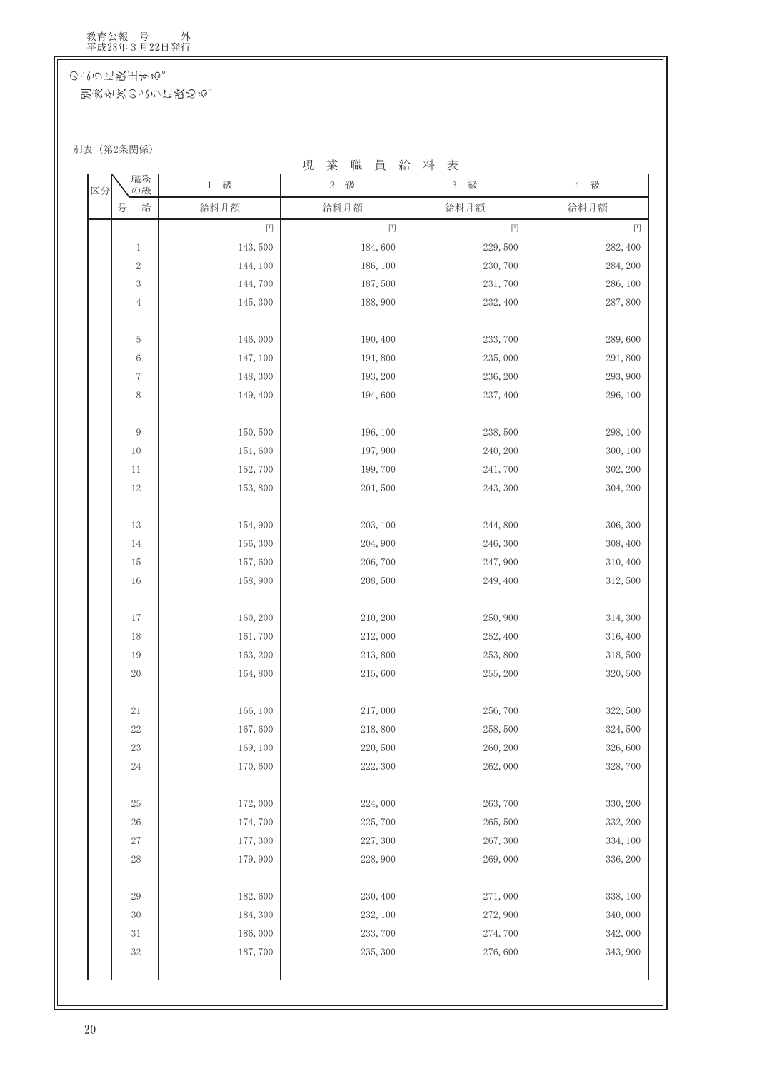のように改正する。

別表を次のように改める。

別表（第2条関係）

現　業　職　員　給　料　表

| 区分 | 職務の級 | 1　級 | 2　級 | 3　級 | 4　級 |
|---|---|---|---|---|---|
| | 号　給 | 給料月額 | 給料月額 | 給料月額 | 給料月額 |
| | | 円 | 円 | 円 | 円 |
| | 1 | 143, 500 | 184, 600 | 229, 500 | 282, 400 |
| | 2 | 144, 100 | 186, 100 | 230, 700 | 284, 200 |
| | 3 | 144, 700 | 187, 500 | 231, 700 | 286, 100 |
| | 4 | 145, 300 | 188, 900 | 232, 400 | 287, 800 |
| | 5 | 146, 000 | 190, 400 | 233, 700 | 289, 600 |
| | 6 | 147, 100 | 191, 800 | 235, 000 | 291, 800 |
| | 7 | 148, 300 | 193, 200 | 236, 200 | 293, 900 |
| | 8 | 149, 400 | 194, 600 | 237, 400 | 296, 100 |
| | 9 | 150, 500 | 196, 100 | 238, 500 | 298, 100 |
| | 10 | 151, 600 | 197, 900 | 240, 200 | 300, 100 |
| | 11 | 152, 700 | 199, 700 | 241, 700 | 302, 200 |
| | 12 | 153, 800 | 201, 500 | 243, 300 | 304, 200 |
| | 13 | 154, 900 | 203, 100 | 244, 800 | 306, 300 |
| | 14 | 156, 300 | 204, 900 | 246, 300 | 308, 400 |
| | 15 | 157, 600 | 206, 700 | 247, 900 | 310, 400 |
| | 16 | 158, 900 | 208, 500 | 249, 400 | 312, 500 |
| | 17 | 160, 200 | 210, 200 | 250, 900 | 314, 300 |
| | 18 | 161, 700 | 212, 000 | 252, 400 | 316, 400 |
| | 19 | 163, 200 | 213, 800 | 253, 800 | 318, 500 |
| | 20 | 164, 800 | 215, 600 | 255, 200 | 320, 500 |
| | 21 | 166, 100 | 217, 000 | 256, 700 | 322, 500 |
| | 22 | 167, 600 | 218, 800 | 258, 500 | 324, 500 |
| | 23 | 169, 100 | 220, 500 | 260, 200 | 326, 600 |
| | 24 | 170, 600 | 222, 300 | 262, 000 | 328, 700 |
| | 25 | 172, 000 | 224, 000 | 263, 700 | 330, 200 |
| | 26 | 174, 700 | 225, 700 | 265, 500 | 332, 200 |
| | 27 | 177, 300 | 227, 300 | 267, 300 | 334, 100 |
| | 28 | 179, 900 | 228, 900 | 269, 000 | 336, 200 |
| | 29 | 182, 600 | 230, 400 | 271, 000 | 338, 100 |
| | 30 | 184, 300 | 232, 100 | 272, 900 | 340, 000 |
| | 31 | 186, 000 | 233, 700 | 274, 700 | 342, 000 |
| | 32 | 187, 700 | 235, 300 | 276, 600 | 343, 900 |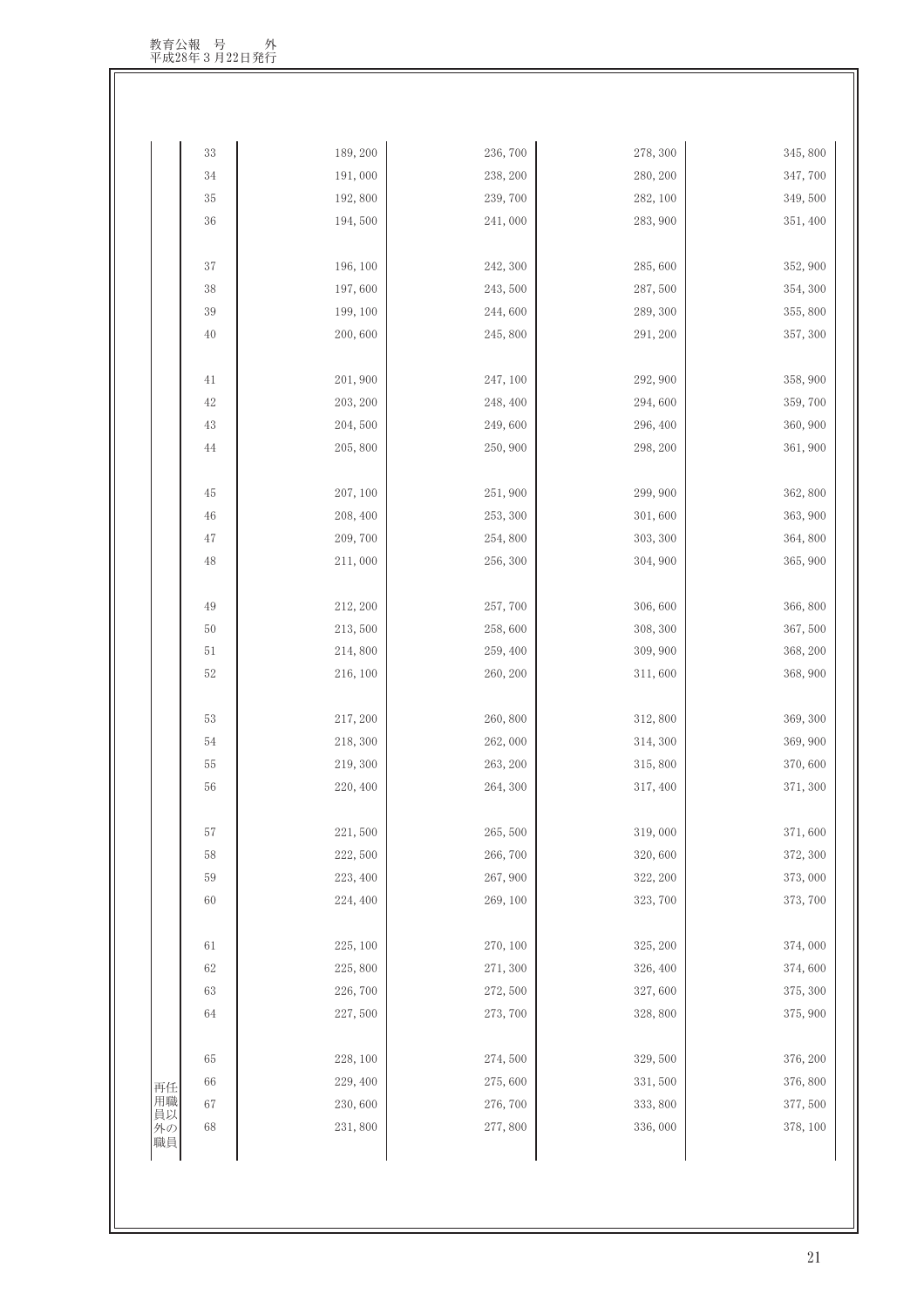| | | | | | |
|---|---|---|---|---|---|
| | 33 | 189, 200 | 236, 700 | 278, 300 | 345, 800 |
| | 34 | 191, 000 | 238, 200 | 280, 200 | 347, 700 |
| | 35 | 192, 800 | 239, 700 | 282, 100 | 349, 500 |
| | 36 | 194, 500 | 241, 000 | 283, 900 | 351, 400 |
| | 37 | 196, 100 | 242, 300 | 285, 600 | 352, 900 |
| | 38 | 197, 600 | 243, 500 | 287, 500 | 354, 300 |
| | 39 | 199, 100 | 244, 600 | 289, 300 | 355, 800 |
| | 40 | 200, 600 | 245, 800 | 291, 200 | 357, 300 |
| | 41 | 201, 900 | 247, 100 | 292, 900 | 358, 900 |
| | 42 | 203, 200 | 248, 400 | 294, 600 | 359, 700 |
| | 43 | 204, 500 | 249, 600 | 296, 400 | 360, 900 |
| | 44 | 205, 800 | 250, 900 | 298, 200 | 361, 900 |
| | 45 | 207, 100 | 251, 900 | 299, 900 | 362, 800 |
| | 46 | 208, 400 | 253, 300 | 301, 600 | 363, 900 |
| | 47 | 209, 700 | 254, 800 | 303, 300 | 364, 800 |
| | 48 | 211, 000 | 256, 300 | 304, 900 | 365, 900 |
| | 49 | 212, 200 | 257, 700 | 306, 600 | 366, 800 |
| | 50 | 213, 500 | 258, 600 | 308, 300 | 367, 500 |
| | 51 | 214, 800 | 259, 400 | 309, 900 | 368, 200 |
| | 52 | 216, 100 | 260, 200 | 311, 600 | 368, 900 |
| | 53 | 217, 200 | 260, 800 | 312, 800 | 369, 300 |
| | 54 | 218, 300 | 262, 000 | 314, 300 | 369, 900 |
| | 55 | 219, 300 | 263, 200 | 315, 800 | 370, 600 |
| | 56 | 220, 400 | 264, 300 | 317, 400 | 371, 300 |
| | 57 | 221, 500 | 265, 500 | 319, 000 | 371, 600 |
| | 58 | 222, 500 | 266, 700 | 320, 600 | 372, 300 |
| | 59 | 223, 400 | 267, 900 | 322, 200 | 373, 000 |
| | 60 | 224, 400 | 269, 100 | 323, 700 | 373, 700 |
| | 61 | 225, 100 | 270, 100 | 325, 200 | 374, 000 |
| | 62 | 225, 800 | 271, 300 | 326, 400 | 374, 600 |
| | 63 | 226, 700 | 272, 500 | 327, 600 | 375, 300 |
| | 64 | 227, 500 | 273, 700 | 328, 800 | 375, 900 |
| | 65 | 228, 100 | 274, 500 | 329, 500 | 376, 200 |
| 再任用職員以外の職員 | 66 | 229, 400 | 275, 600 | 331, 500 | 376, 800 |
| | 67 | 230, 600 | 276, 700 | 333, 800 | 377, 500 |
| | 68 | 231, 800 | 277, 800 | 336, 000 | 378, 100 |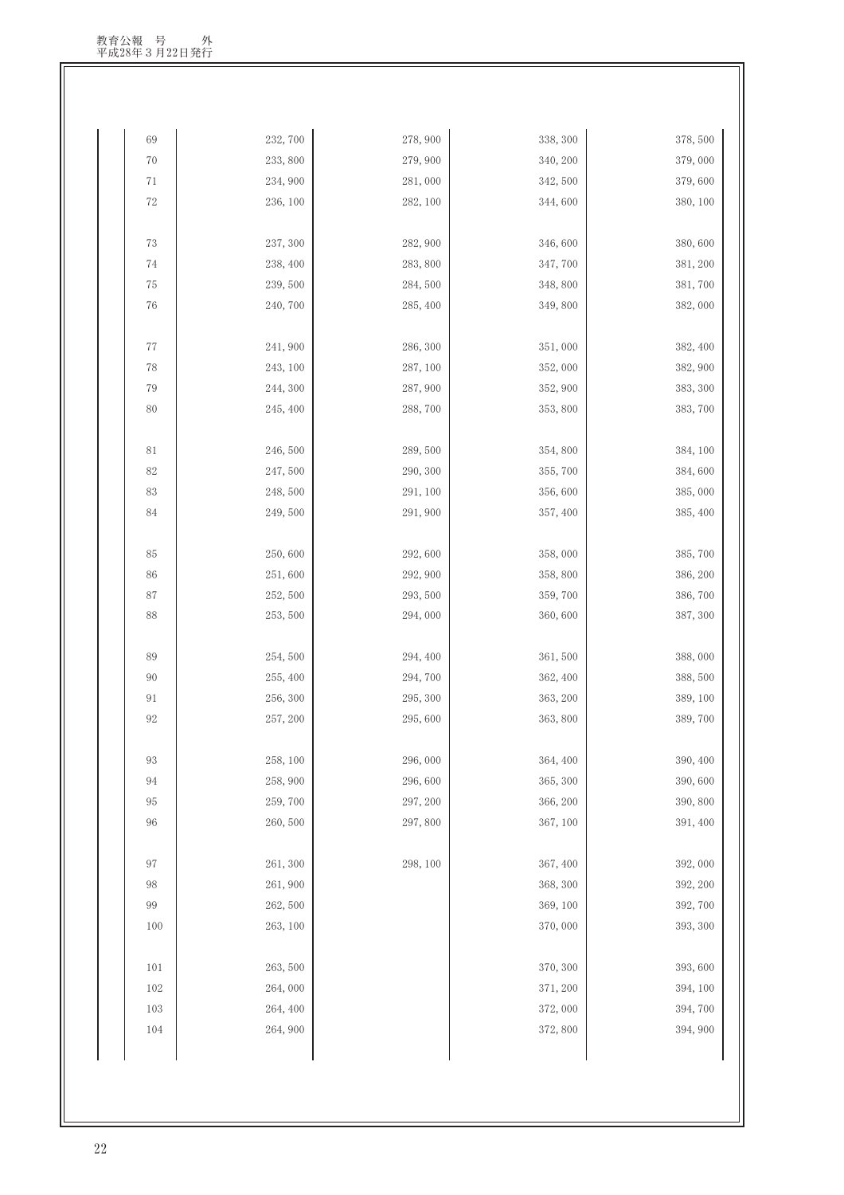| | | | | |
|---|---|---|---|---|
| 69 | 232, 700 | 278, 900 | 338, 300 | 378, 500 |
| 70 | 233, 800 | 279, 900 | 340, 200 | 379, 000 |
| 71 | 234, 900 | 281, 000 | 342, 500 | 379, 600 |
| 72 | 236, 100 | 282, 100 | 344, 600 | 380, 100 |
| 73 | 237, 300 | 282, 900 | 346, 600 | 380, 600 |
| 74 | 238, 400 | 283, 800 | 347, 700 | 381, 200 |
| 75 | 239, 500 | 284, 500 | 348, 800 | 381, 700 |
| 76 | 240, 700 | 285, 400 | 349, 800 | 382, 000 |
| 77 | 241, 900 | 286, 300 | 351, 000 | 382, 400 |
| 78 | 243, 100 | 287, 100 | 352, 000 | 382, 900 |
| 79 | 244, 300 | 287, 900 | 352, 900 | 383, 300 |
| 80 | 245, 400 | 288, 700 | 353, 800 | 383, 700 |
| 81 | 246, 500 | 289, 500 | 354, 800 | 384, 100 |
| 82 | 247, 500 | 290, 300 | 355, 700 | 384, 600 |
| 83 | 248, 500 | 291, 100 | 356, 600 | 385, 000 |
| 84 | 249, 500 | 291, 900 | 357, 400 | 385, 400 |
| 85 | 250, 600 | 292, 600 | 358, 000 | 385, 700 |
| 86 | 251, 600 | 292, 900 | 358, 800 | 386, 200 |
| 87 | 252, 500 | 293, 500 | 359, 700 | 386, 700 |
| 88 | 253, 500 | 294, 000 | 360, 600 | 387, 300 |
| 89 | 254, 500 | 294, 400 | 361, 500 | 388, 000 |
| 90 | 255, 400 | 294, 700 | 362, 400 | 388, 500 |
| 91 | 256, 300 | 295, 300 | 363, 200 | 389, 100 |
| 92 | 257, 200 | 295, 600 | 363, 800 | 389, 700 |
| 93 | 258, 100 | 296, 000 | 364, 400 | 390, 400 |
| 94 | 258, 900 | 296, 600 | 365, 300 | 390, 600 |
| 95 | 259, 700 | 297, 200 | 366, 200 | 390, 800 |
| 96 | 260, 500 | 297, 800 | 367, 100 | 391, 400 |
| 97 | 261, 300 | 298, 100 | 367, 400 | 392, 000 |
| 98 | 261, 900 | | 368, 300 | 392, 200 |
| 99 | 262, 500 | | 369, 100 | 392, 700 |
| 100 | 263, 100 | | 370, 000 | 393, 300 |
| 101 | 263, 500 | | 370, 300 | 393, 600 |
| 102 | 264, 000 | | 371, 200 | 394, 100 |
| 103 | 264, 400 | | 372, 000 | 394, 700 |
| 104 | 264, 900 | | 372, 800 | 394, 900 |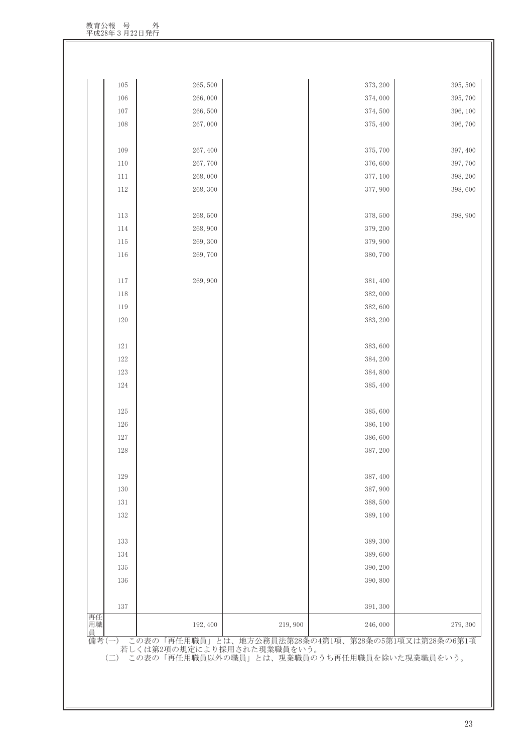| | | | | | |
|---|---|---|---|---|---|
| | 105 | 265,500 | | 373,200 | 395,500 |
| | 106 | 266,000 | | 374,000 | 395,700 |
| | 107 | 266,500 | | 374,500 | 396,100 |
| | 108 | 267,000 | | 375,400 | 396,700 |
| | 109 | 267,400 | | 375,700 | 397,400 |
| | 110 | 267,700 | | 376,600 | 397,700 |
| | 111 | 268,000 | | 377,100 | 398,200 |
| | 112 | 268,300 | | 377,900 | 398,600 |
| | 113 | 268,500 | | 378,500 | 398,900 |
| | 114 | 268,900 | | 379,200 | |
| | 115 | 269,300 | | 379,900 | |
| | 116 | 269,700 | | 380,700 | |
| | 117 | 269,900 | | 381,400 | |
| | 118 | | | 382,000 | |
| | 119 | | | 382,600 | |
| | 120 | | | 383,200 | |
| | 121 | | | 383,600 | |
| | 122 | | | 384,200 | |
| | 123 | | | 384,800 | |
| | 124 | | | 385,400 | |
| | 125 | | | 385,600 | |
| | 126 | | | 386,100 | |
| | 127 | | | 386,600 | |
| | 128 | | | 387,200 | |
| | 129 | | | 387,400 | |
| | 130 | | | 387,900 | |
| | 131 | | | 388,500 | |
| | 132 | | | 389,100 | |
| | 133 | | | 389,300 | |
| | 134 | | | 389,600 | |
| | 135 | | | 390,200 | |
| | 136 | | | 390,800 | |
| | 137 | | | 391,300 | |
| 再任用職員 | | 192,400 | 219,900 | 246,000 | 279,300 |

備考(一)　この表の「再任用職員」とは、地方公務員法第28条の4第1項、第28条の5第1項又は第28条の6第1項若しくは第2項の規定により採用された現業職員をいう。

(二)　この表の「再任用職員以外の職員」とは、現業職員のうち再任用職員を除いた現業職員をいう。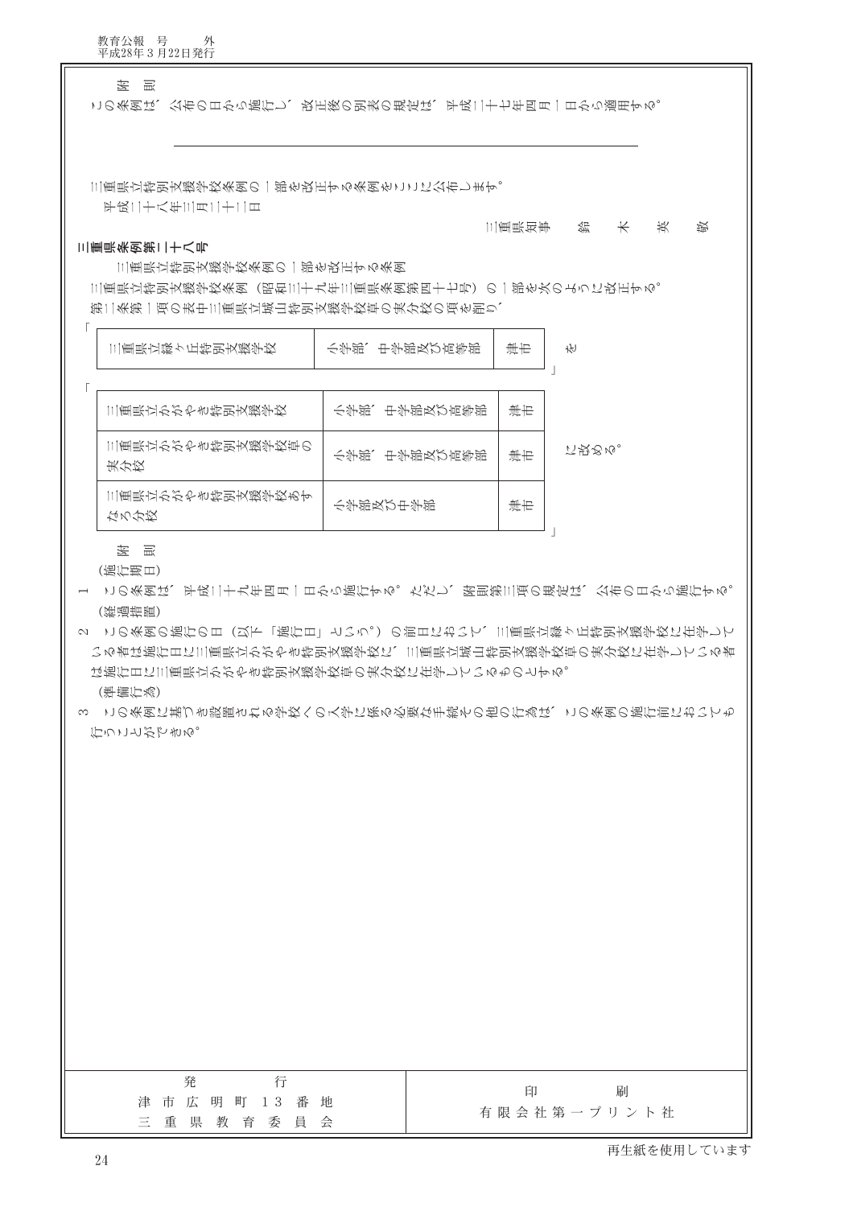附　則

この条例は、公布の日から施行し、改正後の別表の規定は、平成二十七年四月一日から適用する。

---

三重県立特別支援学校条例の一部を改正する条例をここに公布します。

平成二十八年三月二十二日

三重県知事　鈴　木　英　敬

**三重県条例第二十八号**

三重県立特別支援学校条例の一部を改正する条例

三重県立特別支援学校条例（昭和三十九年三重県条例第四十七号）の一部を次のように改正する。

第二条第一項の表中三重県立城山特別支援学校草の実分校の項を削り、

「

| | | |
|---|---|---|
| 三重県立緑ヶ丘特別支援学校 | 小学部、中学部及び高等部 | 津市 |

」を

「

| | | |
|---|---|---|
| 三重県立かがやき特別支援学校 | 小学部、中学部及び高等部 | 津市 |
| 三重県立かがやき特別支援学校草の実分校 | 小学部、中学部及び高等部 | 津市 |
| 三重県立かがやき特別支援学校あすなろ分校 | 小学部及び中学部 | 津市 |

」に改める。

附　則

（施行期日）

1　この条例は、平成二十九年四月一日から施行する。ただし、附則第三項の規定は、公布の日から施行する。

（経過措置）

2　この条例の施行の日（以下「施行日」という。）の前日において、三重県立緑ヶ丘特別支援学校に在学している者は施行日に三重県立かがやき特別支援学校に、三重県立城山特別支援学校草の実分校に在学している者は施行日に三重県立かがやき特別支援学校草の実分校に在学しているものとする。

（準備行為）

3　この条例に基づき設置される学校への入学に係る必要な手続その他の行為は、この条例の施行前においても行うことができる。

| | |
|---|---|
| 発　行<br>津市広明町13番地<br>三重県教育委員会 | 印　刷<br>有限会社第一プリント社 |

再生紙を使用しています